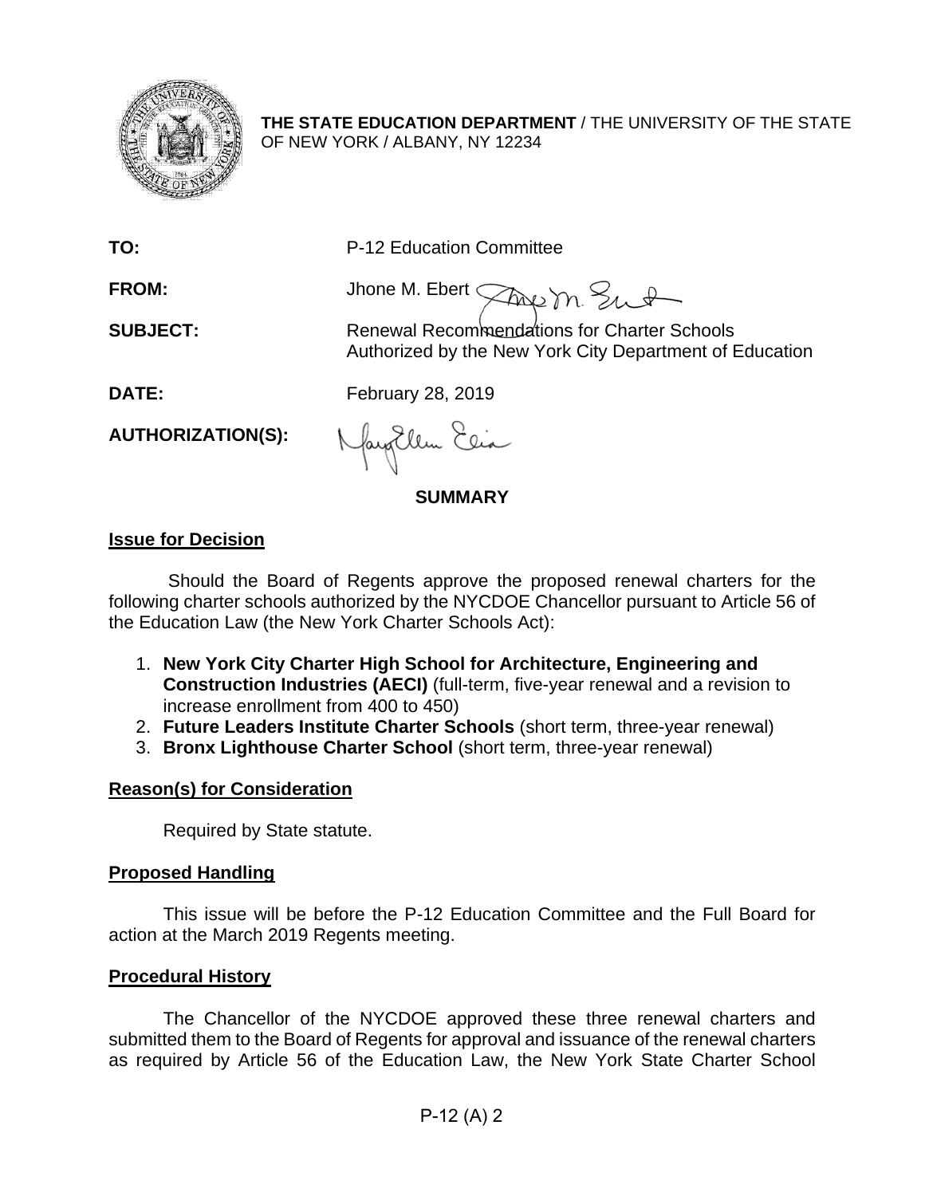**THE STATE EDUCATION DEPARTMENT** / THE UNIVERSITY OF THE STATE OF NEW YORK / ALBANY, NY 12234

**TO:** P-12 Education Committee

**FROM:** Jhone M. Ebert

**SUBJECT:** Renewal Recommendations for Charter Schools Authorized by the New York City Department of Education

**DATE:** February 28, 2019

**AUTHORIZATION(S):**

## SUMMARY

### Issue for Decision

Should the Board of Regents approve the proposed renewal charters for the following charter schools authorized by the NYCDOE Chancellor pursuant to Article 56 of the Education Law (the New York Charter Schools Act):

1. **New York City Charter High School for Architecture, Engineering and Construction Industries (AECI)** (full-term, five-year renewal and a revision to increase enrollment from 400 to 450)
2. **Future Leaders Institute Charter Schools** (short term, three-year renewal)
3. **Bronx Lighthouse Charter School** (short term, three-year renewal)

### Reason(s) for Consideration

Required by State statute.

### Proposed Handling

This issue will be before the P-12 Education Committee and the Full Board for action at the March 2019 Regents meeting.

### Procedural History

The Chancellor of the NYCDOE approved these three renewal charters and submitted them to the Board of Regents for approval and issuance of the renewal charters as required by Article 56 of the Education Law, the New York State Charter School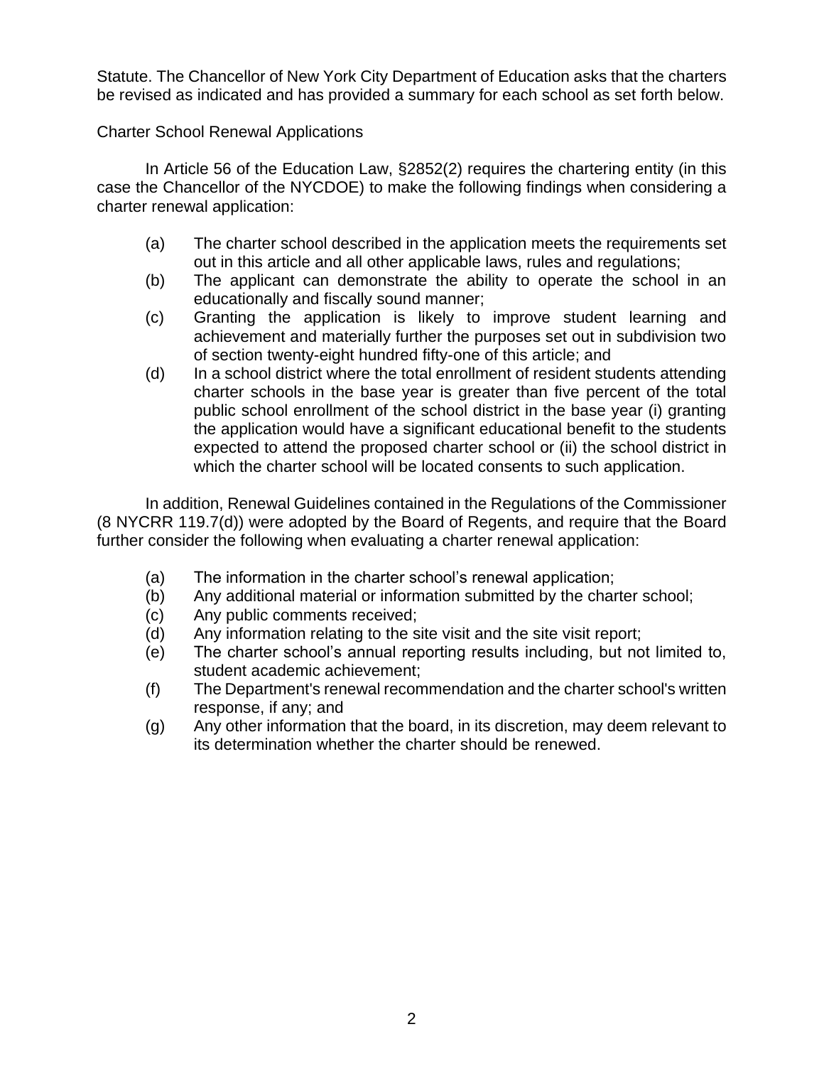Statute. The Chancellor of New York City Department of Education asks that the charters be revised as indicated and has provided a summary for each school as set forth below.

Charter School Renewal Applications

In Article 56 of the Education Law, §2852(2) requires the chartering entity (in this case the Chancellor of the NYCDOE) to make the following findings when considering a charter renewal application:

(a) The charter school described in the application meets the requirements set out in this article and all other applicable laws, rules and regulations;
(b) The applicant can demonstrate the ability to operate the school in an educationally and fiscally sound manner;
(c) Granting the application is likely to improve student learning and achievement and materially further the purposes set out in subdivision two of section twenty-eight hundred fifty-one of this article; and
(d) In a school district where the total enrollment of resident students attending charter schools in the base year is greater than five percent of the total public school enrollment of the school district in the base year (i) granting the application would have a significant educational benefit to the students expected to attend the proposed charter school or (ii) the school district in which the charter school will be located consents to such application.

In addition, Renewal Guidelines contained in the Regulations of the Commissioner (8 NYCRR 119.7(d)) were adopted by the Board of Regents, and require that the Board further consider the following when evaluating a charter renewal application:

(a) The information in the charter school's renewal application;
(b) Any additional material or information submitted by the charter school;
(c) Any public comments received;
(d) Any information relating to the site visit and the site visit report;
(e) The charter school's annual reporting results including, but not limited to, student academic achievement;
(f) The Department's renewal recommendation and the charter school's written response, if any; and
(g) Any other information that the board, in its discretion, may deem relevant to its determination whether the charter should be renewed.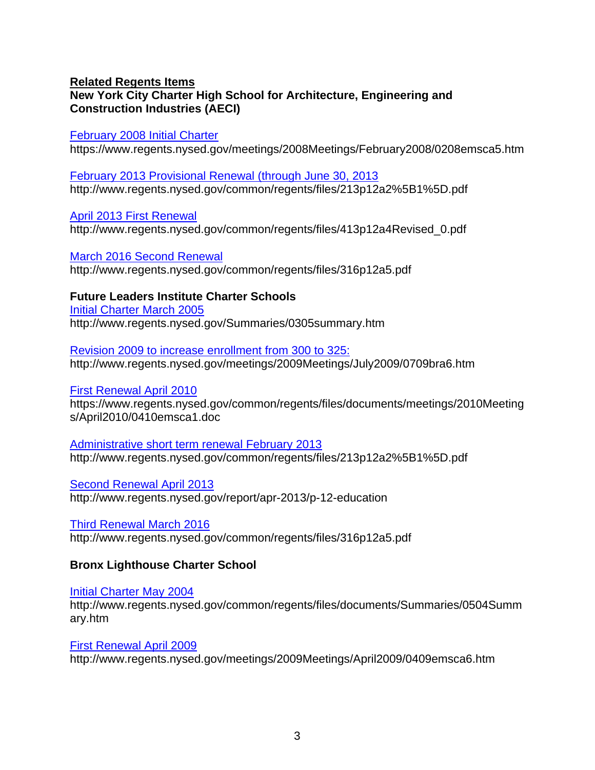**Related Regents Items**

**New York City Charter High School for Architecture, Engineering and Construction Industries (AECI)**

February 2008 Initial Charter
https://www.regents.nysed.gov/meetings/2008Meetings/February2008/0208emsca5.htm

February 2013 Provisional Renewal (through June 30, 2013
http://www.regents.nysed.gov/common/regents/files/213p12a2%5B1%5D.pdf

April 2013 First Renewal
http://www.regents.nysed.gov/common/regents/files/413p12a4Revised_0.pdf

March 2016 Second Renewal
http://www.regents.nysed.gov/common/regents/files/316p12a5.pdf

**Future Leaders Institute Charter Schools**

Initial Charter March 2005
http://www.regents.nysed.gov/Summaries/0305summary.htm

Revision 2009 to increase enrollment from 300 to 325:
http://www.regents.nysed.gov/meetings/2009Meetings/July2009/0709bra6.htm

First Renewal April 2010
https://www.regents.nysed.gov/common/regents/files/documents/meetings/2010Meetings/April2010/0410emsca1.doc

Administrative short term renewal February 2013
http://www.regents.nysed.gov/common/regents/files/213p12a2%5B1%5D.pdf

Second Renewal April 2013
http://www.regents.nysed.gov/report/apr-2013/p-12-education

Third Renewal March 2016
http://www.regents.nysed.gov/common/regents/files/316p12a5.pdf

**Bronx Lighthouse Charter School**

Initial Charter May 2004
http://www.regents.nysed.gov/common/regents/files/documents/Summaries/0504Summary.htm

First Renewal April 2009
http://www.regents.nysed.gov/meetings/2009Meetings/April2009/0409emsca6.htm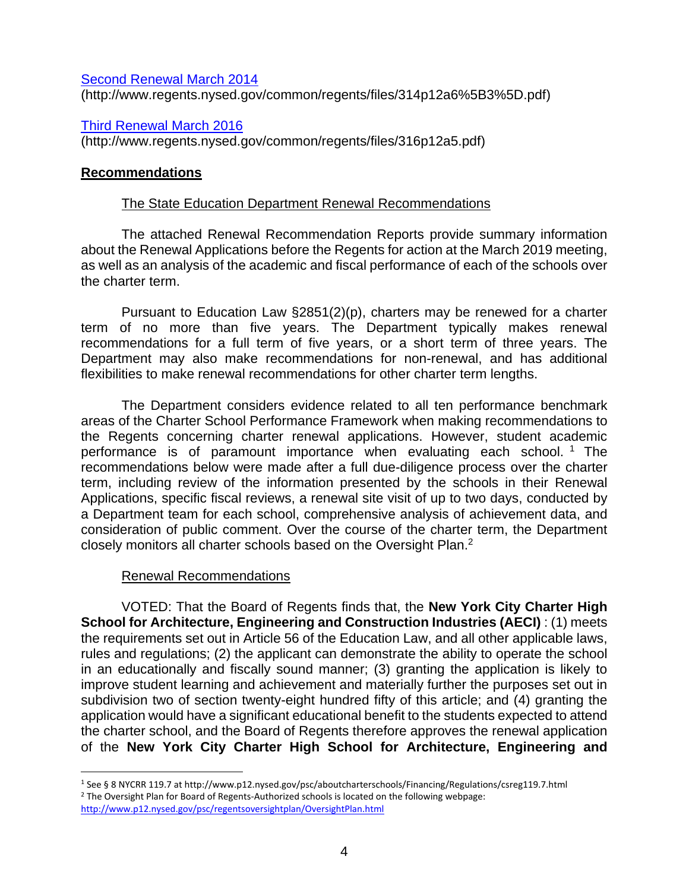[Second Renewal March 2014](http://www.regents.nysed.gov/common/regents/files/314p12a6%5B3%5D.pdf)
(http://www.regents.nysed.gov/common/regents/files/314p12a6%5B3%5D.pdf)

[Third Renewal March 2016](http://www.regents.nysed.gov/common/regents/files/316p12a5.pdf)
(http://www.regents.nysed.gov/common/regents/files/316p12a5.pdf)

## Recommendations

### The State Education Department Renewal Recommendations

The attached Renewal Recommendation Reports provide summary information about the Renewal Applications before the Regents for action at the March 2019 meeting, as well as an analysis of the academic and fiscal performance of each of the schools over the charter term.

Pursuant to Education Law §2851(2)(p), charters may be renewed for a charter term of no more than five years. The Department typically makes renewal recommendations for a full term of five years, or a short term of three years. The Department may also make recommendations for non-renewal, and has additional flexibilities to make renewal recommendations for other charter term lengths.

The Department considers evidence related to all ten performance benchmark areas of the Charter School Performance Framework when making recommendations to the Regents concerning charter renewal applications. However, student academic performance is of paramount importance when evaluating each school.[1] The recommendations below were made after a full due-diligence process over the charter term, including review of the information presented by the schools in their Renewal Applications, specific fiscal reviews, a renewal site visit of up to two days, conducted by a Department team for each school, comprehensive analysis of achievement data, and consideration of public comment. Over the course of the charter term, the Department closely monitors all charter schools based on the Oversight Plan.[2]

### Renewal Recommendations

VOTED: That the Board of Regents finds that, the **New York City Charter High School for Architecture, Engineering and Construction Industries (AECI)** : (1) meets the requirements set out in Article 56 of the Education Law, and all other applicable laws, rules and regulations; (2) the applicant can demonstrate the ability to operate the school in an educationally and fiscally sound manner; (3) granting the application is likely to improve student learning and achievement and materially further the purposes set out in subdivision two of section twenty-eight hundred fifty of this article; and (4) granting the application would have a significant educational benefit to the students expected to attend the charter school, and the Board of Regents therefore approves the renewal application of the **New York City Charter High School for Architecture, Engineering and**

---

[1] See § 8 NYCRR 119.7 at http://www.p12.nysed.gov/psc/aboutcharterschools/Financing/Regulations/csreg119.7.html

[2] The Oversight Plan for Board of Regents-Authorized schools is located on the following webpage: http://www.p12.nysed.gov/psc/regentsoversightplan/OversightPlan.html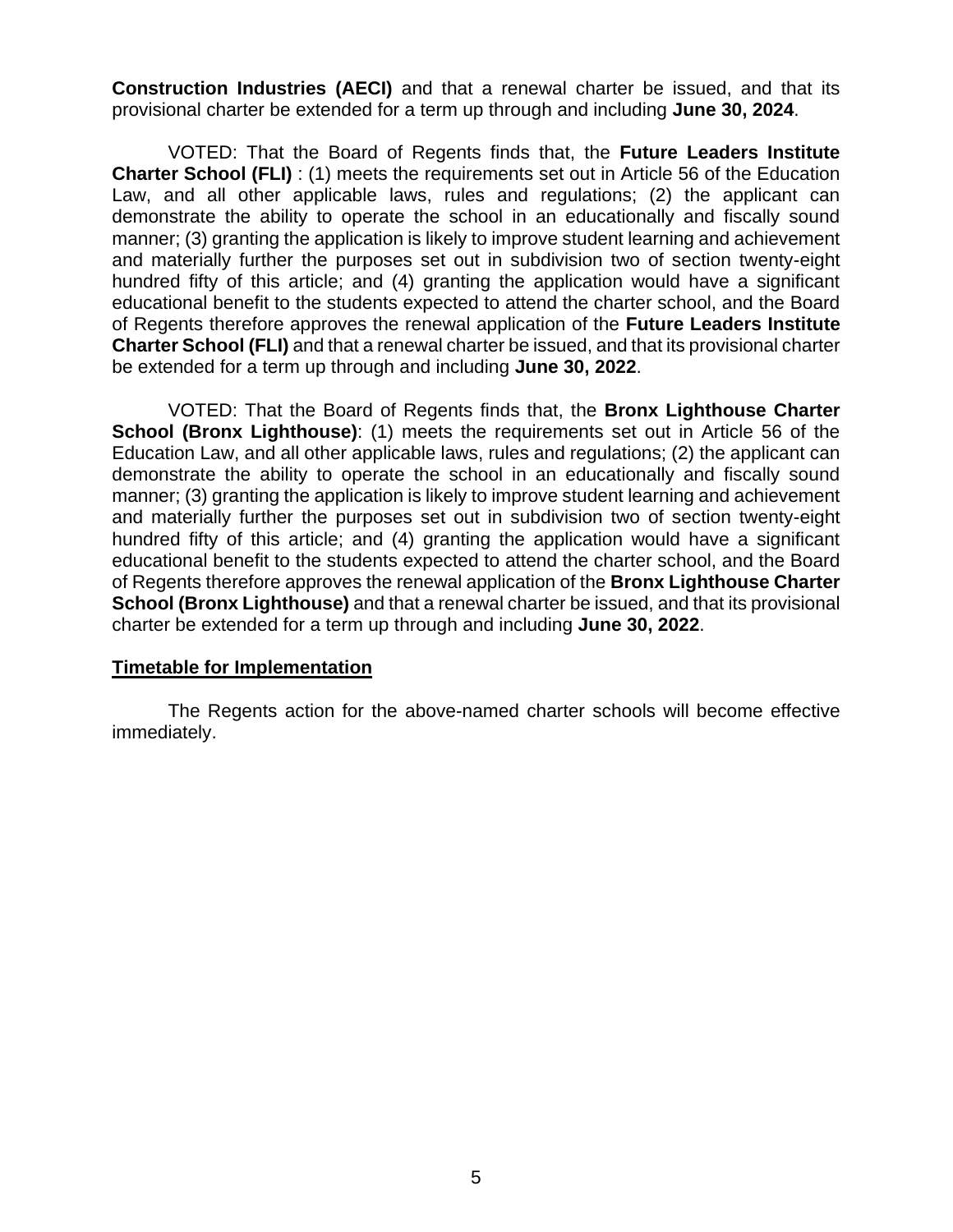**Construction Industries (AECI)** and that a renewal charter be issued, and that its provisional charter be extended for a term up through and including **June 30, 2024**.

VOTED: That the Board of Regents finds that, the **Future Leaders Institute Charter School (FLI)** : (1) meets the requirements set out in Article 56 of the Education Law, and all other applicable laws, rules and regulations; (2) the applicant can demonstrate the ability to operate the school in an educationally and fiscally sound manner; (3) granting the application is likely to improve student learning and achievement and materially further the purposes set out in subdivision two of section twenty-eight hundred fifty of this article; and (4) granting the application would have a significant educational benefit to the students expected to attend the charter school, and the Board of Regents therefore approves the renewal application of the **Future Leaders Institute Charter School (FLI)** and that a renewal charter be issued, and that its provisional charter be extended for a term up through and including **June 30, 2022**.

VOTED: That the Board of Regents finds that, the **Bronx Lighthouse Charter School (Bronx Lighthouse)**: (1) meets the requirements set out in Article 56 of the Education Law, and all other applicable laws, rules and regulations; (2) the applicant can demonstrate the ability to operate the school in an educationally and fiscally sound manner; (3) granting the application is likely to improve student learning and achievement and materially further the purposes set out in subdivision two of section twenty-eight hundred fifty of this article; and (4) granting the application would have a significant educational benefit to the students expected to attend the charter school, and the Board of Regents therefore approves the renewal application of the **Bronx Lighthouse Charter School (Bronx Lighthouse)** and that a renewal charter be issued, and that its provisional charter be extended for a term up through and including **June 30, 2022**.

## Timetable for Implementation

The Regents action for the above-named charter schools will become effective immediately.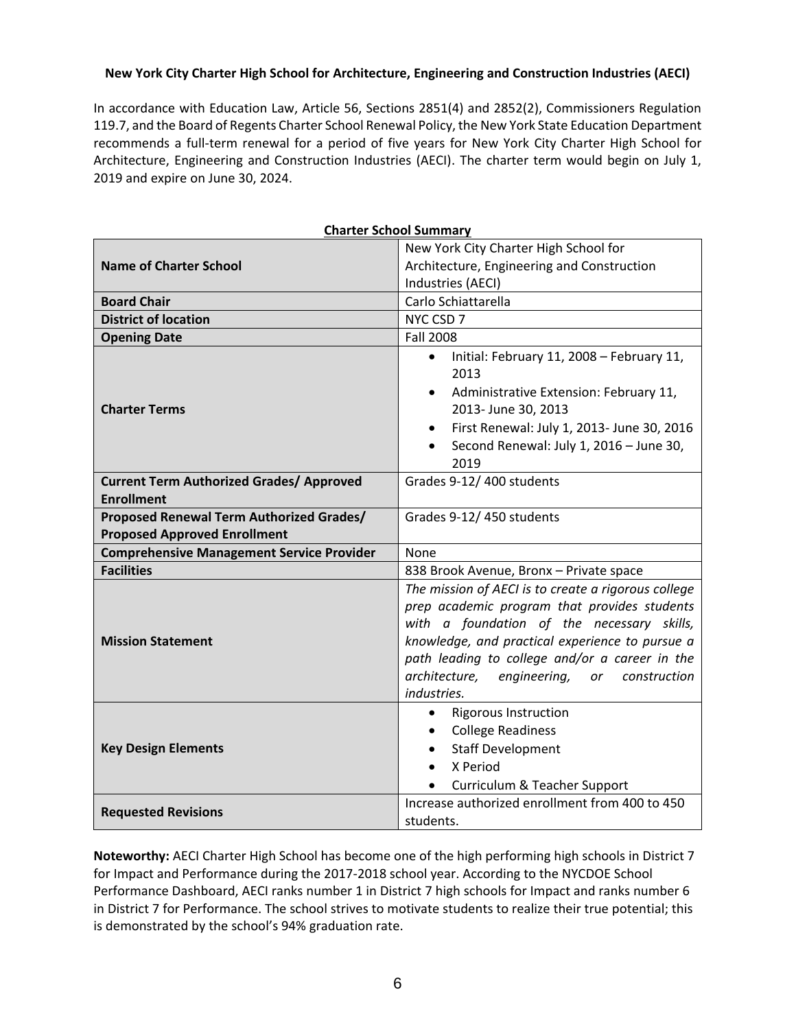**New York City Charter High School for Architecture, Engineering and Construction Industries (AECI)**

In accordance with Education Law, Article 56, Sections 2851(4) and 2852(2), Commissioners Regulation 119.7, and the Board of Regents Charter School Renewal Policy, the New York State Education Department recommends a full-term renewal for a period of five years for New York City Charter High School for Architecture, Engineering and Construction Industries (AECI). The charter term would begin on July 1, 2019 and expire on June 30, 2024.

**Charter School Summary**

| | |
|---|---|
| **Name of Charter School** | New York City Charter High School for Architecture, Engineering and Construction Industries (AECI) |
| **Board Chair** | Carlo Schiattarella |
| **District of location** | NYC CSD 7 |
| **Opening Date** | Fall 2008 |
| **Charter Terms** | • Initial: February 11, 2008 – February 11, 2013<br>• Administrative Extension: February 11, 2013- June 30, 2013<br>• First Renewal: July 1, 2013- June 30, 2016<br>• Second Renewal: July 1, 2016 – June 30, 2019 |
| **Current Term Authorized Grades/ Approved Enrollment** | Grades 9-12/ 400 students |
| **Proposed Renewal Term Authorized Grades/ Proposed Approved Enrollment** | Grades 9-12/ 450 students |
| **Comprehensive Management Service Provider** | None |
| **Facilities** | 838 Brook Avenue, Bronx – Private space |
| **Mission Statement** | *The mission of AECI is to create a rigorous college prep academic program that provides students with a foundation of the necessary skills, knowledge, and practical experience to pursue a path leading to college and/or a career in the architecture, engineering, or construction industries.* |
| **Key Design Elements** | • Rigorous Instruction<br>• College Readiness<br>• Staff Development<br>• X Period<br>• Curriculum & Teacher Support |
| **Requested Revisions** | Increase authorized enrollment from 400 to 450 students. |

**Noteworthy:** AECI Charter High School has become one of the high performing high schools in District 7 for Impact and Performance during the 2017-2018 school year. According to the NYCDOE School Performance Dashboard, AECI ranks number 1 in District 7 high schools for Impact and ranks number 6 in District 7 for Performance. The school strives to motivate students to realize their true potential; this is demonstrated by the school's 94% graduation rate.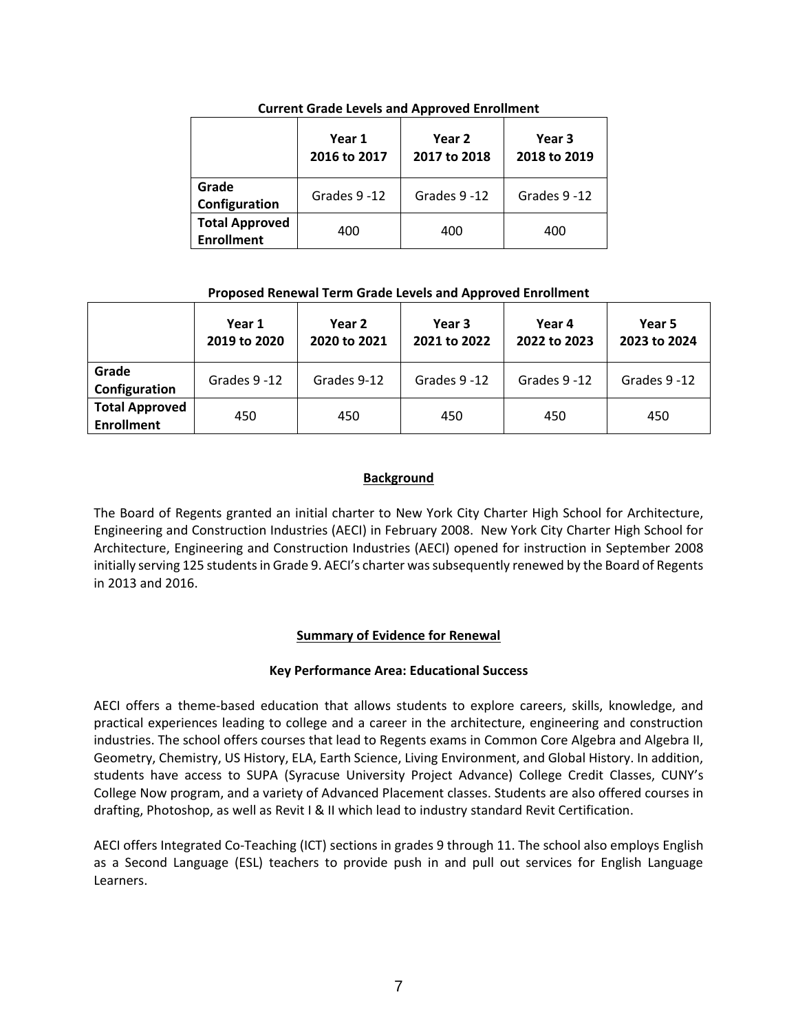**Current Grade Levels and Approved Enrollment**

| | Year 1 2016 to 2017 | Year 2 2017 to 2018 | Year 3 2018 to 2019 |
|---|---|---|---|
| **Grade Configuration** | Grades 9 -12 | Grades 9 -12 | Grades 9 -12 |
| **Total Approved Enrollment** | 400 | 400 | 400 |

**Proposed Renewal Term Grade Levels and Approved Enrollment**

| | Year 1 2019 to 2020 | Year 2 2020 to 2021 | Year 3 2021 to 2022 | Year 4 2022 to 2023 | Year 5 2023 to 2024 |
|---|---|---|---|---|---|
| **Grade Configuration** | Grades 9 -12 | Grades 9-12 | Grades 9 -12 | Grades 9 -12 | Grades 9 -12 |
| **Total Approved Enrollment** | 450 | 450 | 450 | 450 | 450 |

## Background

The Board of Regents granted an initial charter to New York City Charter High School for Architecture, Engineering and Construction Industries (AECI) in February 2008. New York City Charter High School for Architecture, Engineering and Construction Industries (AECI) opened for instruction in September 2008 initially serving 125 students in Grade 9. AECI's charter was subsequently renewed by the Board of Regents in 2013 and 2016.

## Summary of Evidence for Renewal

### Key Performance Area: Educational Success

AECI offers a theme-based education that allows students to explore careers, skills, knowledge, and practical experiences leading to college and a career in the architecture, engineering and construction industries. The school offers courses that lead to Regents exams in Common Core Algebra and Algebra II, Geometry, Chemistry, US History, ELA, Earth Science, Living Environment, and Global History. In addition, students have access to SUPA (Syracuse University Project Advance) College Credit Classes, CUNY's College Now program, and a variety of Advanced Placement classes. Students are also offered courses in drafting, Photoshop, as well as Revit I & II which lead to industry standard Revit Certification.

AECI offers Integrated Co-Teaching (ICT) sections in grades 9 through 11. The school also employs English as a Second Language (ESL) teachers to provide push in and pull out services for English Language Learners.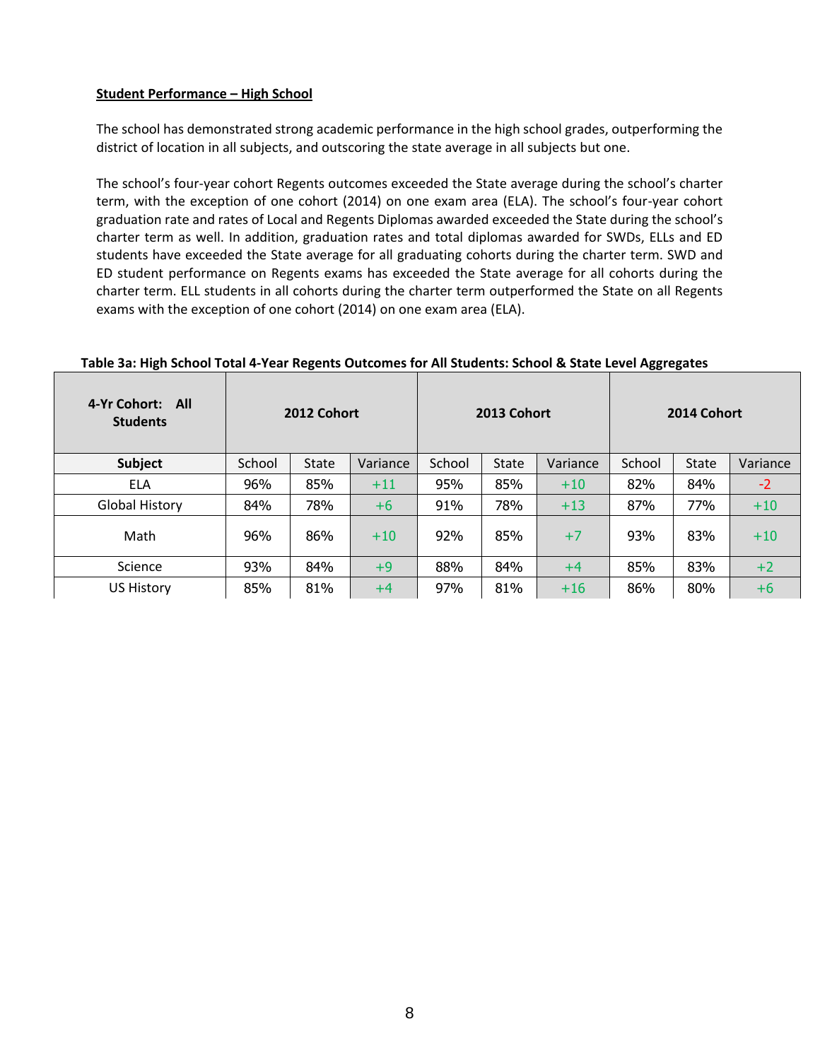**Student Performance – High School**

The school has demonstrated strong academic performance in the high school grades, outperforming the district of location in all subjects, and outscoring the state average in all subjects but one.

The school's four-year cohort Regents outcomes exceeded the State average during the school's charter term, with the exception of one cohort (2014) on one exam area (ELA). The school's four-year cohort graduation rate and rates of Local and Regents Diplomas awarded exceeded the State during the school's charter term as well. In addition, graduation rates and total diplomas awarded for SWDs, ELLs and ED students have exceeded the State average for all graduating cohorts during the charter term. SWD and ED student performance on Regents exams has exceeded the State average for all cohorts during the charter term. ELL students in all cohorts during the charter term outperformed the State on all Regents exams with the exception of one cohort (2014) on one exam area (ELA).

**Table 3a: High School Total 4-Year Regents Outcomes for All Students: School & State Level Aggregates**

| 4-Yr Cohort: All Students | 2012 Cohort | | | 2013 Cohort | | | 2014 Cohort | | |
|---|---|---|---|---|---|---|---|---|---|
| **Subject** | School | State | Variance | School | State | Variance | School | State | Variance |
| ELA | 96% | 85% | +11 | 95% | 85% | +10 | 82% | 84% | -2 |
| Global History | 84% | 78% | +6 | 91% | 78% | +13 | 87% | 77% | +10 |
| Math | 96% | 86% | +10 | 92% | 85% | +7 | 93% | 83% | +10 |
| Science | 93% | 84% | +9 | 88% | 84% | +4 | 85% | 83% | +2 |
| US History | 85% | 81% | +4 | 97% | 81% | +16 | 86% | 80% | +6 |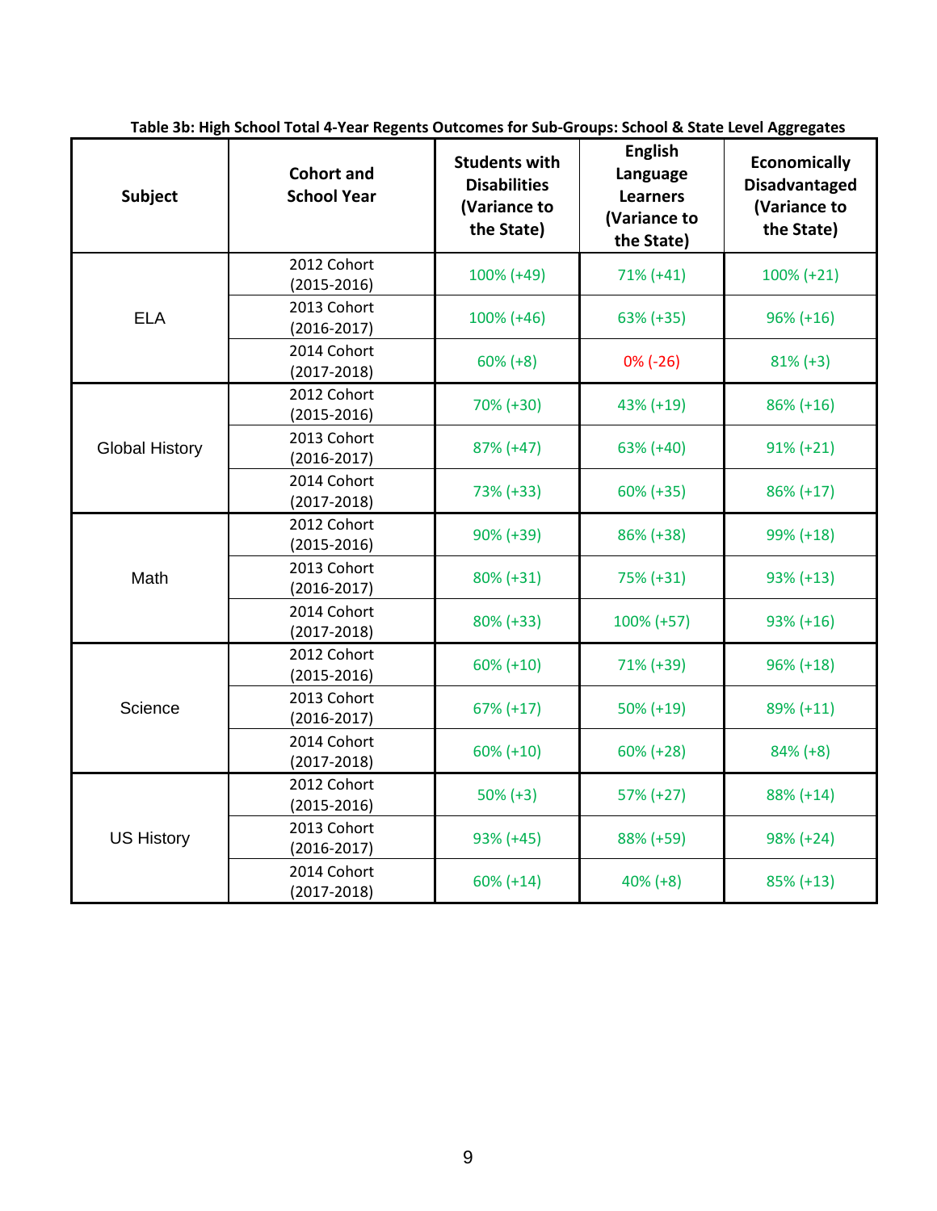**Table 3b: High School Total 4-Year Regents Outcomes for Sub-Groups: School & State Level Aggregates**

| Subject | Cohort and School Year | Students with Disabilities (Variance to the State) | English Language Learners (Variance to the State) | Economically Disadvantaged (Variance to the State) |
|---|---|---|---|---|
| ELA | 2012 Cohort (2015-2016) | 100% (+49) | 71% (+41) | 100% (+21) |
| | 2013 Cohort (2016-2017) | 100% (+46) | 63% (+35) | 96% (+16) |
| | 2014 Cohort (2017-2018) | 60% (+8) | 0% (-26) | 81% (+3) |
| Global History | 2012 Cohort (2015-2016) | 70% (+30) | 43% (+19) | 86% (+16) |
| | 2013 Cohort (2016-2017) | 87% (+47) | 63% (+40) | 91% (+21) |
| | 2014 Cohort (2017-2018) | 73% (+33) | 60% (+35) | 86% (+17) |
| Math | 2012 Cohort (2015-2016) | 90% (+39) | 86% (+38) | 99% (+18) |
| | 2013 Cohort (2016-2017) | 80% (+31) | 75% (+31) | 93% (+13) |
| | 2014 Cohort (2017-2018) | 80% (+33) | 100% (+57) | 93% (+16) |
| Science | 2012 Cohort (2015-2016) | 60% (+10) | 71% (+39) | 96% (+18) |
| | 2013 Cohort (2016-2017) | 67% (+17) | 50% (+19) | 89% (+11) |
| | 2014 Cohort (2017-2018) | 60% (+10) | 60% (+28) | 84% (+8) |
| US History | 2012 Cohort (2015-2016) | 50% (+3) | 57% (+27) | 88% (+14) |
| | 2013 Cohort (2016-2017) | 93% (+45) | 88% (+59) | 98% (+24) |
| | 2014 Cohort (2017-2018) | 60% (+14) | 40% (+8) | 85% (+13) |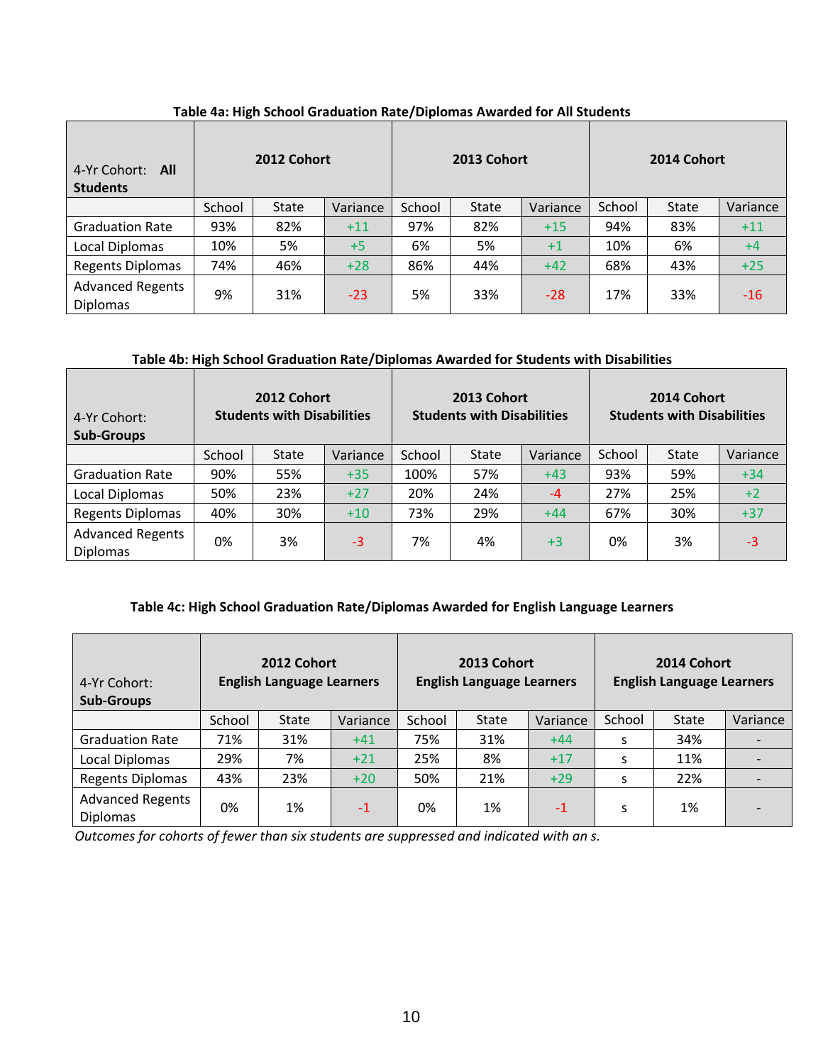**Table 4a: High School Graduation Rate/Diplomas Awarded for All Students**

| 4-Yr Cohort: **All Students** | 2012 Cohort | | | 2013 Cohort | | | 2014 Cohort | | |
|---|---|---|---|---|---|---|---|---|---|
| | School | State | Variance | School | State | Variance | School | State | Variance |
| Graduation Rate | 93% | 82% | +11 | 97% | 82% | +15 | 94% | 83% | +11 |
| Local Diplomas | 10% | 5% | +5 | 6% | 5% | +1 | 10% | 6% | +4 |
| Regents Diplomas | 74% | 46% | +28 | 86% | 44% | +42 | 68% | 43% | +25 |
| Advanced Regents Diplomas | 9% | 31% | -23 | 5% | 33% | -28 | 17% | 33% | -16 |

**Table 4b: High School Graduation Rate/Diplomas Awarded for Students with Disabilities**

| 4-Yr Cohort: **Sub-Groups** | 2012 Cohort Students with Disabilities | | | 2013 Cohort Students with Disabilities | | | 2014 Cohort Students with Disabilities | | |
|---|---|---|---|---|---|---|---|---|---|
| | School | State | Variance | School | State | Variance | School | State | Variance |
| Graduation Rate | 90% | 55% | +35 | 100% | 57% | +43 | 93% | 59% | +34 |
| Local Diplomas | 50% | 23% | +27 | 20% | 24% | -4 | 27% | 25% | +2 |
| Regents Diplomas | 40% | 30% | +10 | 73% | 29% | +44 | 67% | 30% | +37 |
| Advanced Regents Diplomas | 0% | 3% | -3 | 7% | 4% | +3 | 0% | 3% | -3 |

**Table 4c: High School Graduation Rate/Diplomas Awarded for English Language Learners**

| 4-Yr Cohort: **Sub-Groups** | 2012 Cohort English Language Learners | | | 2013 Cohort English Language Learners | | | 2014 Cohort English Language Learners | | |
|---|---|---|---|---|---|---|---|---|---|
| | School | State | Variance | School | State | Variance | School | State | Variance |
| Graduation Rate | 71% | 31% | +41 | 75% | 31% | +44 | s | 34% | - |
| Local Diplomas | 29% | 7% | +21 | 25% | 8% | +17 | s | 11% | - |
| Regents Diplomas | 43% | 23% | +20 | 50% | 21% | +29 | s | 22% | - |
| Advanced Regents Diplomas | 0% | 1% | -1 | 0% | 1% | -1 | s | 1% | - |

*Outcomes for cohorts of fewer than six students are suppressed and indicated with an s.*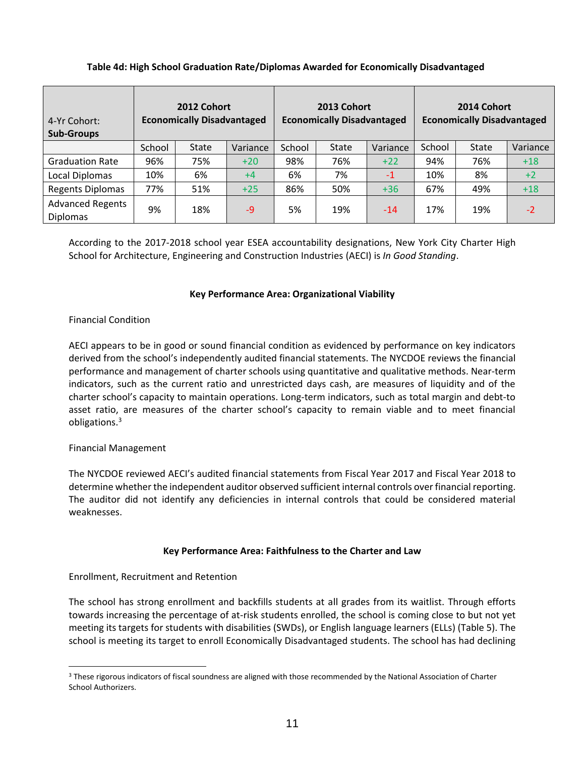**Table 4d: High School Graduation Rate/Diplomas Awarded for Economically Disadvantaged**

| 4-Yr Cohort: **Sub-Groups** | **2012 Cohort Economically Disadvantaged** | | | **2013 Cohort Economically Disadvantaged** | | | **2014 Cohort Economically Disadvantaged** | | |
|---|---|---|---|---|---|---|---|---|---|
| | School | State | Variance | School | State | Variance | School | State | Variance |
| Graduation Rate | 96% | 75% | +20 | 98% | 76% | +22 | 94% | 76% | +18 |
| Local Diplomas | 10% | 6% | +4 | 6% | 7% | -1 | 10% | 8% | +2 |
| Regents Diplomas | 77% | 51% | +25 | 86% | 50% | +36 | 67% | 49% | +18 |
| Advanced Regents Diplomas | 9% | 18% | -9 | 5% | 19% | -14 | 17% | 19% | -2 |

According to the 2017-2018 school year ESEA accountability designations, New York City Charter High School for Architecture, Engineering and Construction Industries (AECI) is *In Good Standing*.

### Key Performance Area: Organizational Viability

Financial Condition

AECI appears to be in good or sound financial condition as evidenced by performance on key indicators derived from the school's independently audited financial statements. The NYCDOE reviews the financial performance and management of charter schools using quantitative and qualitative methods. Near-term indicators, such as the current ratio and unrestricted days cash, are measures of liquidity and of the charter school's capacity to maintain operations. Long-term indicators, such as total margin and debt-to asset ratio, are measures of the charter school's capacity to remain viable and to meet financial obligations.[3]

Financial Management

The NYCDOE reviewed AECI's audited financial statements from Fiscal Year 2017 and Fiscal Year 2018 to determine whether the independent auditor observed sufficient internal controls over financial reporting. The auditor did not identify any deficiencies in internal controls that could be considered material weaknesses.

### Key Performance Area: Faithfulness to the Charter and Law

Enrollment, Recruitment and Retention

The school has strong enrollment and backfills students at all grades from its waitlist. Through efforts towards increasing the percentage of at-risk students enrolled, the school is coming close to but not yet meeting its targets for students with disabilities (SWDs), or English language learners (ELLs) (Table 5). The school is meeting its target to enroll Economically Disadvantaged students. The school has had declining

---

[3] These rigorous indicators of fiscal soundness are aligned with those recommended by the National Association of Charter School Authorizers.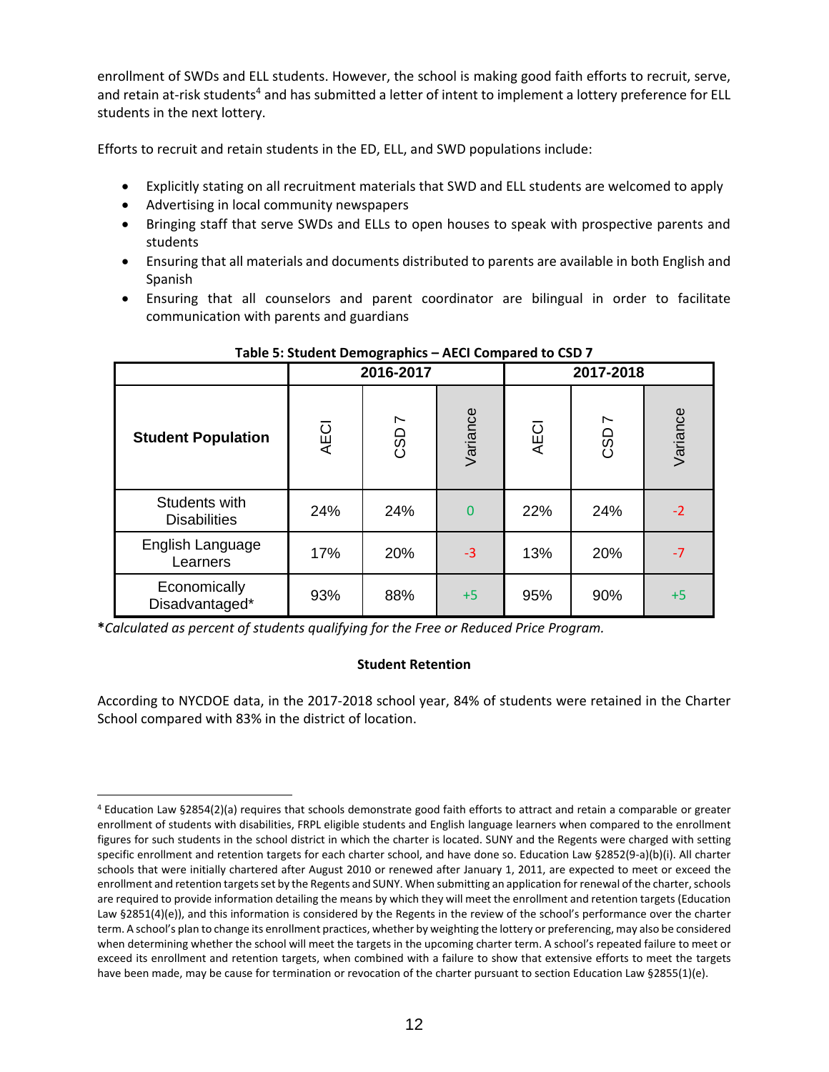enrollment of SWDs and ELL students. However, the school is making good faith efforts to recruit, serve, and retain at-risk students[4] and has submitted a letter of intent to implement a lottery preference for ELL students in the next lottery.

Efforts to recruit and retain students in the ED, ELL, and SWD populations include:

- Explicitly stating on all recruitment materials that SWD and ELL students are welcomed to apply
- Advertising in local community newspapers
- Bringing staff that serve SWDs and ELLs to open houses to speak with prospective parents and students
- Ensuring that all materials and documents distributed to parents are available in both English and Spanish
- Ensuring that all counselors and parent coordinator are bilingual in order to facilitate communication with parents and guardians

**Table 5: Student Demographics – AECI Compared to CSD 7**

| | 2016-2017 | | | 2017-2018 | | |
|---|---|---|---|---|---|---|
| **Student Population** | AECI | CSD 7 | Variance | AECI | CSD 7 | Variance |
| Students with Disabilities | 24% | 24% | 0 | 22% | 24% | -2 |
| English Language Learners | 17% | 20% | -3 | 13% | 20% | -7 |
| Economically Disadvantaged* | 93% | 88% | +5 | 95% | 90% | +5 |

***Calculated as percent of students qualifying for the Free or Reduced Price Program.***

**Student Retention**

According to NYCDOE data, in the 2017-2018 school year, 84% of students were retained in the Charter School compared with 83% in the district of location.

[4] Education Law §2854(2)(a) requires that schools demonstrate good faith efforts to attract and retain a comparable or greater enrollment of students with disabilities, FRPL eligible students and English language learners when compared to the enrollment figures for such students in the school district in which the charter is located. SUNY and the Regents were charged with setting specific enrollment and retention targets for each charter school, and have done so. Education Law §2852(9-a)(b)(i). All charter schools that were initially chartered after August 2010 or renewed after January 1, 2011, are expected to meet or exceed the enrollment and retention targets set by the Regents and SUNY. When submitting an application for renewal of the charter, schools are required to provide information detailing the means by which they will meet the enrollment and retention targets (Education Law §2851(4)(e)), and this information is considered by the Regents in the review of the school's performance over the charter term. A school's plan to change its enrollment practices, whether by weighting the lottery or preferencing, may also be considered when determining whether the school will meet the targets in the upcoming charter term. A school's repeated failure to meet or exceed its enrollment and retention targets, when combined with a failure to show that extensive efforts to meet the targets have been made, may be cause for termination or revocation of the charter pursuant to section Education Law §2855(1)(e).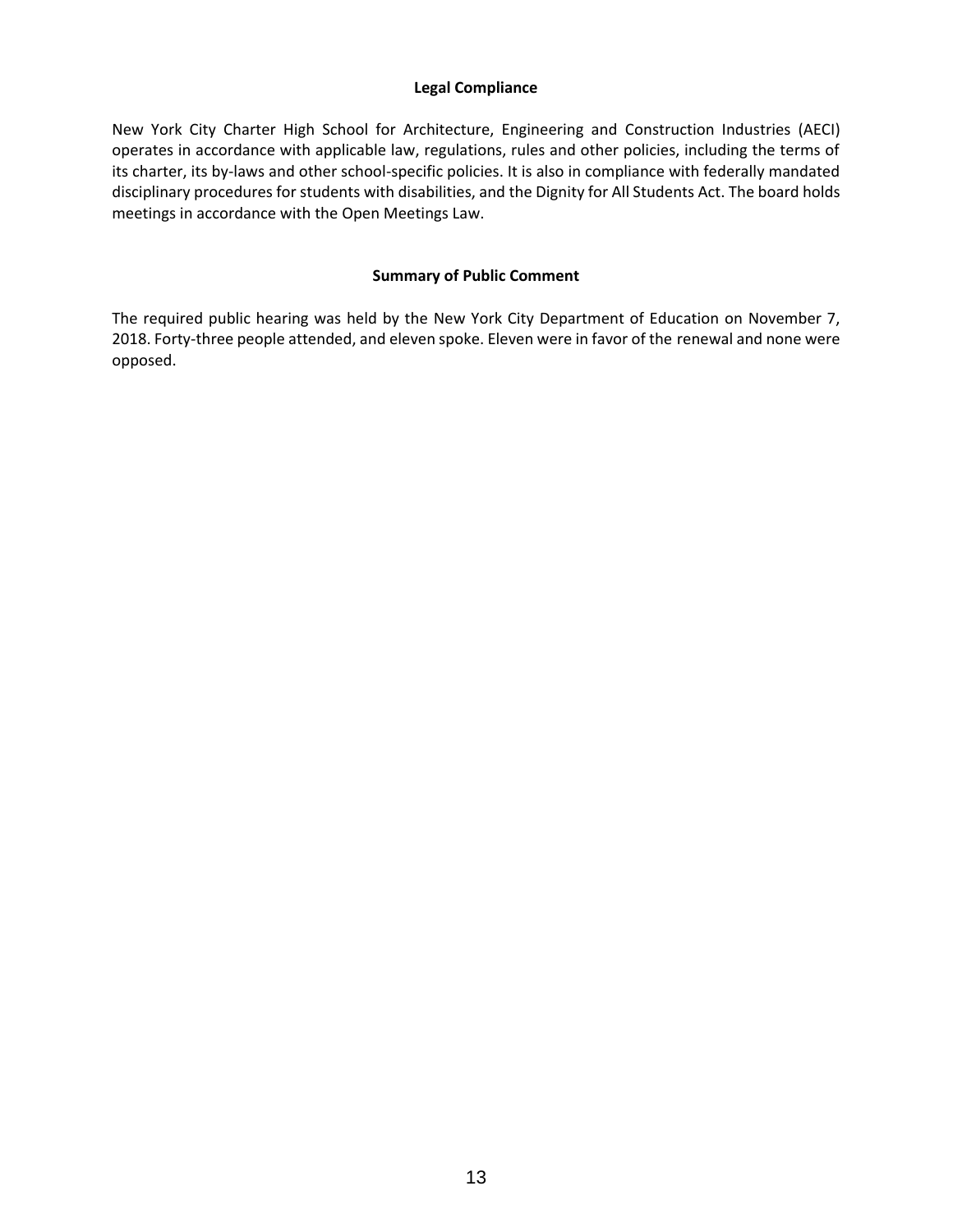## Legal Compliance

New York City Charter High School for Architecture, Engineering and Construction Industries (AECI) operates in accordance with applicable law, regulations, rules and other policies, including the terms of its charter, its by-laws and other school-specific policies. It is also in compliance with federally mandated disciplinary procedures for students with disabilities, and the Dignity for All Students Act. The board holds meetings in accordance with the Open Meetings Law.

## Summary of Public Comment

The required public hearing was held by the New York City Department of Education on November 7, 2018. Forty-three people attended, and eleven spoke. Eleven were in favor of the renewal and none were opposed.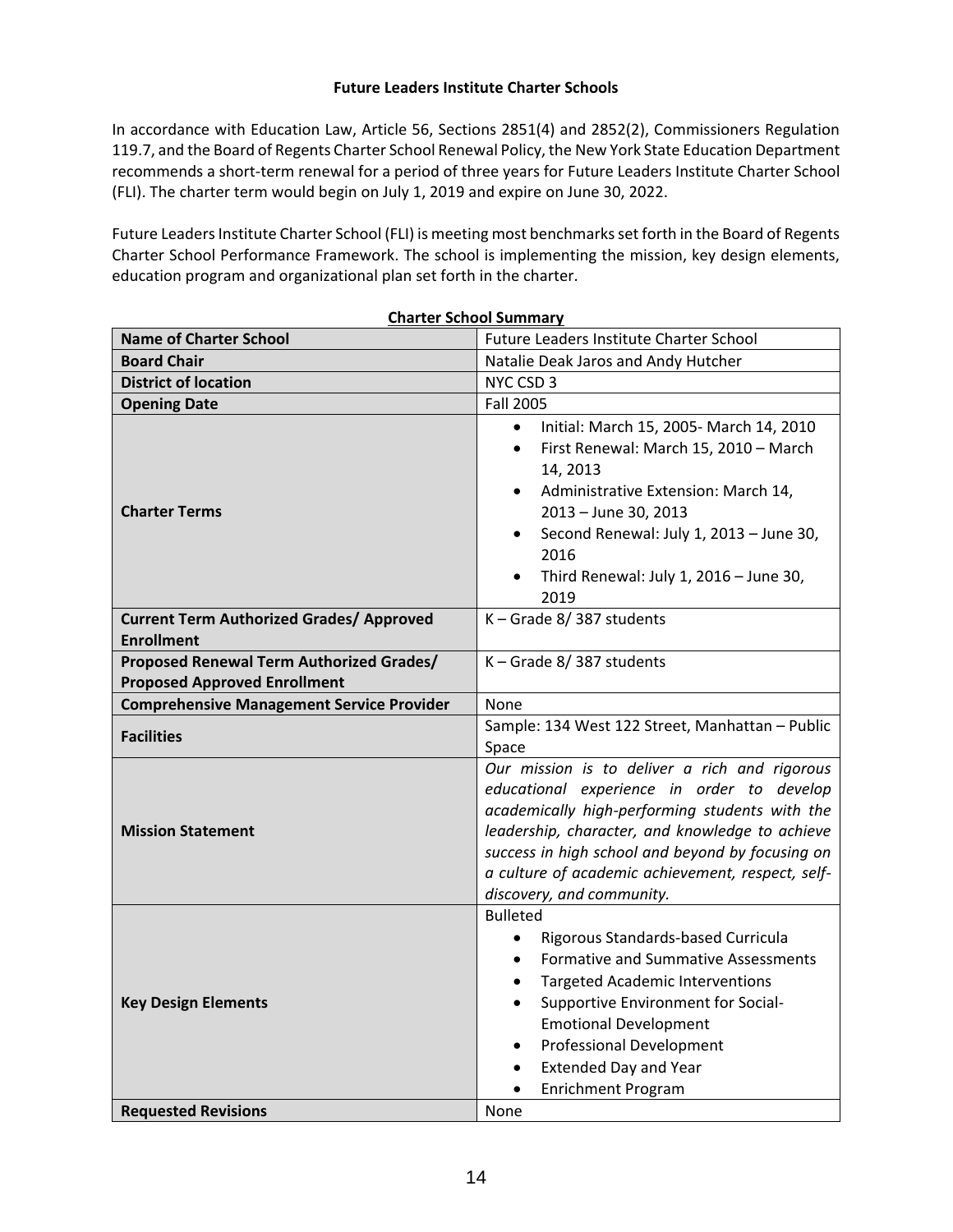**Future Leaders Institute Charter Schools**

In accordance with Education Law, Article 56, Sections 2851(4) and 2852(2), Commissioners Regulation 119.7, and the Board of Regents Charter School Renewal Policy, the New York State Education Department recommends a short-term renewal for a period of three years for Future Leaders Institute Charter School (FLI). The charter term would begin on July 1, 2019 and expire on June 30, 2022.

Future Leaders Institute Charter School (FLI) is meeting most benchmarks set forth in the Board of Regents Charter School Performance Framework. The school is implementing the mission, key design elements, education program and organizational plan set forth in the charter.

**Charter School Summary**

| **Name of Charter School** | Future Leaders Institute Charter School |
|---|---|
| **Board Chair** | Natalie Deak Jaros and Andy Hutcher |
| **District of location** | NYC CSD 3 |
| **Opening Date** | Fall 2005 |
| **Charter Terms** | • Initial: March 15, 2005- March 14, 2010<br>• First Renewal: March 15, 2010 – March 14, 2013<br>• Administrative Extension: March 14, 2013 – June 30, 2013<br>• Second Renewal: July 1, 2013 – June 30, 2016<br>• Third Renewal: July 1, 2016 – June 30, 2019 |
| **Current Term Authorized Grades/ Approved Enrollment** | K – Grade 8/ 387 students |
| **Proposed Renewal Term Authorized Grades/ Proposed Approved Enrollment** | K – Grade 8/ 387 students |
| **Comprehensive Management Service Provider** | None |
| **Facilities** | Sample: 134 West 122 Street, Manhattan – Public Space |
| **Mission Statement** | *Our mission is to deliver a rich and rigorous educational experience in order to develop academically high-performing students with the leadership, character, and knowledge to achieve success in high school and beyond by focusing on a culture of academic achievement, respect, self-discovery, and community.* |
| **Key Design Elements** | Bulleted<br>• Rigorous Standards-based Curricula<br>• Formative and Summative Assessments<br>• Targeted Academic Interventions<br>• Supportive Environment for Social-Emotional Development<br>• Professional Development<br>• Extended Day and Year<br>• Enrichment Program |
| **Requested Revisions** | None |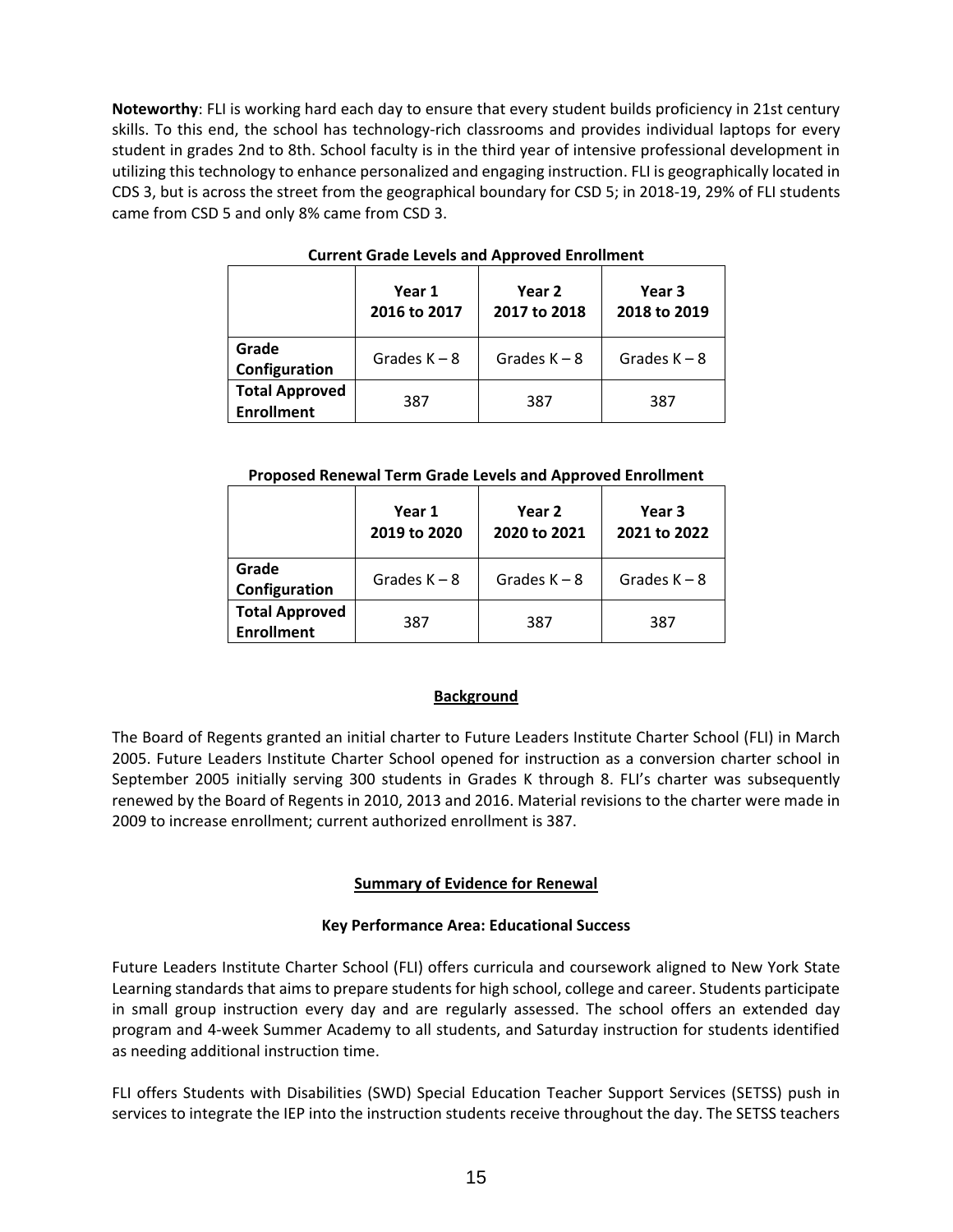**Noteworthy**: FLI is working hard each day to ensure that every student builds proficiency in 21st century skills. To this end, the school has technology-rich classrooms and provides individual laptops for every student in grades 2nd to 8th. School faculty is in the third year of intensive professional development in utilizing this technology to enhance personalized and engaging instruction. FLI is geographically located in CDS 3, but is across the street from the geographical boundary for CSD 5; in 2018-19, 29% of FLI students came from CSD 5 and only 8% came from CSD 3.

**Current Grade Levels and Approved Enrollment**

| | Year 1 2016 to 2017 | Year 2 2017 to 2018 | Year 3 2018 to 2019 |
|---|---|---|---|
| **Grade Configuration** | Grades K – 8 | Grades K – 8 | Grades K – 8 |
| **Total Approved Enrollment** | 387 | 387 | 387 |

**Proposed Renewal Term Grade Levels and Approved Enrollment**

| | Year 1 2019 to 2020 | Year 2 2020 to 2021 | Year 3 2021 to 2022 |
|---|---|---|---|
| **Grade Configuration** | Grades K – 8 | Grades K – 8 | Grades K – 8 |
| **Total Approved Enrollment** | 387 | 387 | 387 |

## Background

The Board of Regents granted an initial charter to Future Leaders Institute Charter School (FLI) in March 2005. Future Leaders Institute Charter School opened for instruction as a conversion charter school in September 2005 initially serving 300 students in Grades K through 8. FLI's charter was subsequently renewed by the Board of Regents in 2010, 2013 and 2016. Material revisions to the charter were made in 2009 to increase enrollment; current authorized enrollment is 387.

## Summary of Evidence for Renewal

### Key Performance Area: Educational Success

Future Leaders Institute Charter School (FLI) offers curricula and coursework aligned to New York State Learning standards that aims to prepare students for high school, college and career. Students participate in small group instruction every day and are regularly assessed. The school offers an extended day program and 4-week Summer Academy to all students, and Saturday instruction for students identified as needing additional instruction time.

FLI offers Students with Disabilities (SWD) Special Education Teacher Support Services (SETSS) push in services to integrate the IEP into the instruction students receive throughout the day. The SETSS teachers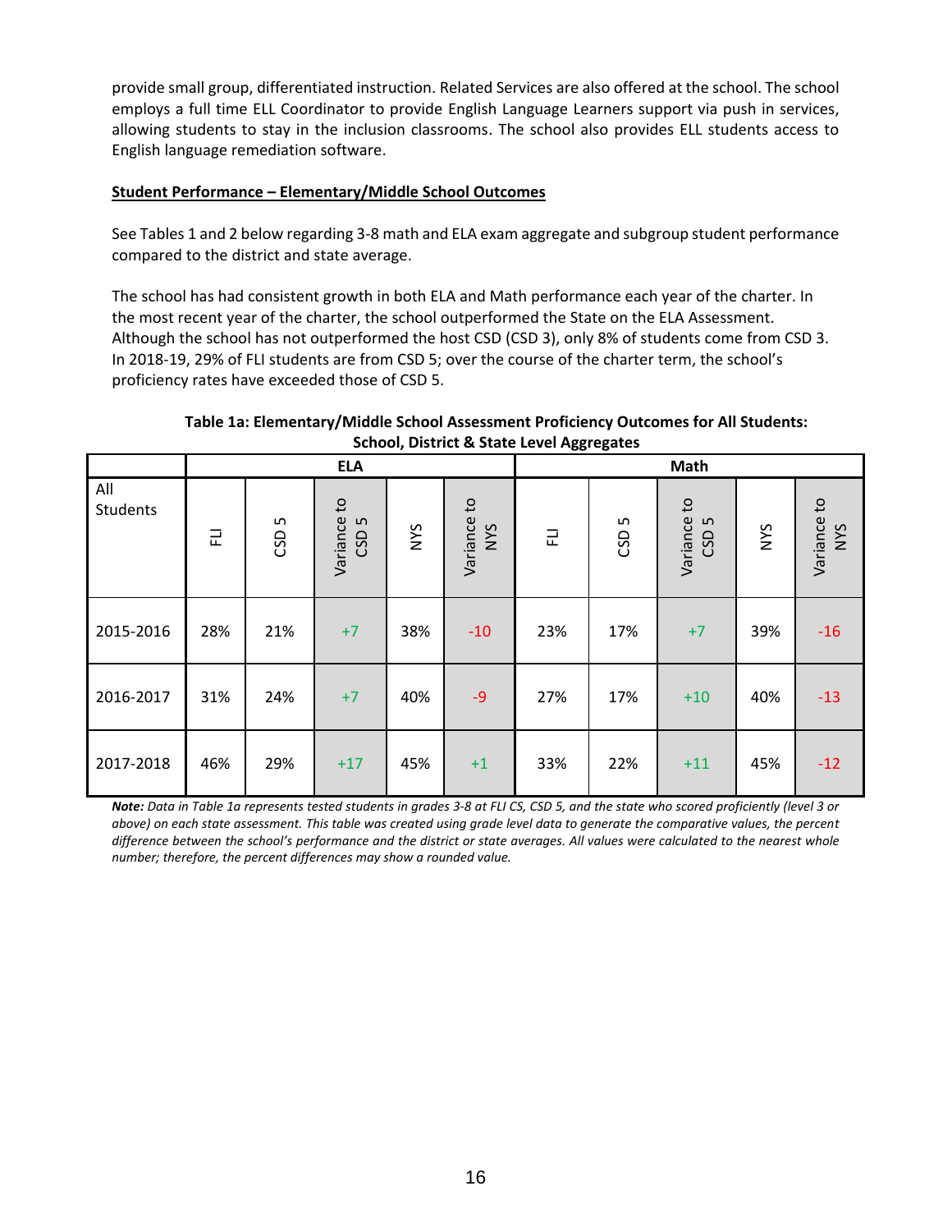provide small group, differentiated instruction. Related Services are also offered at the school. The school employs a full time ELL Coordinator to provide English Language Learners support via push in services, allowing students to stay in the inclusion classrooms. The school also provides ELL students access to English language remediation software.

**Student Performance – Elementary/Middle School Outcomes**

See Tables 1 and 2 below regarding 3-8 math and ELA exam aggregate and subgroup student performance compared to the district and state average.

The school has had consistent growth in both ELA and Math performance each year of the charter. In the most recent year of the charter, the school outperformed the State on the ELA Assessment. Although the school has not outperformed the host CSD (CSD 3), only 8% of students come from CSD 3. In 2018-19, 29% of FLI students are from CSD 5; over the course of the charter term, the school's proficiency rates have exceeded those of CSD 5.

**Table 1a: Elementary/Middle School Assessment Proficiency Outcomes for All Students: School, District & State Level Aggregates**

| | ELA | | | | | Math | | | | |
|---|---|---|---|---|---|---|---|---|---|---|
| All Students | FLI | CSD 5 | Variance to CSD 5 | NYS | Variance to NYS | FLI | CSD 5 | Variance to CSD 5 | NYS | Variance to NYS |
| 2015-2016 | 28% | 21% | +7 | 38% | -10 | 23% | 17% | +7 | 39% | -16 |
| 2016-2017 | 31% | 24% | +7 | 40% | -9 | 27% | 17% | +10 | 40% | -13 |
| 2017-2018 | 46% | 29% | +17 | 45% | +1 | 33% | 22% | +11 | 45% | -12 |

***Note:*** *Data in Table 1a represents tested students in grades 3-8 at FLI CS, CSD 5, and the state who scored proficiently (level 3 or above) on each state assessment. This table was created using grade level data to generate the comparative values, the percent difference between the school's performance and the district or state averages. All values were calculated to the nearest whole number; therefore, the percent differences may show a rounded value.*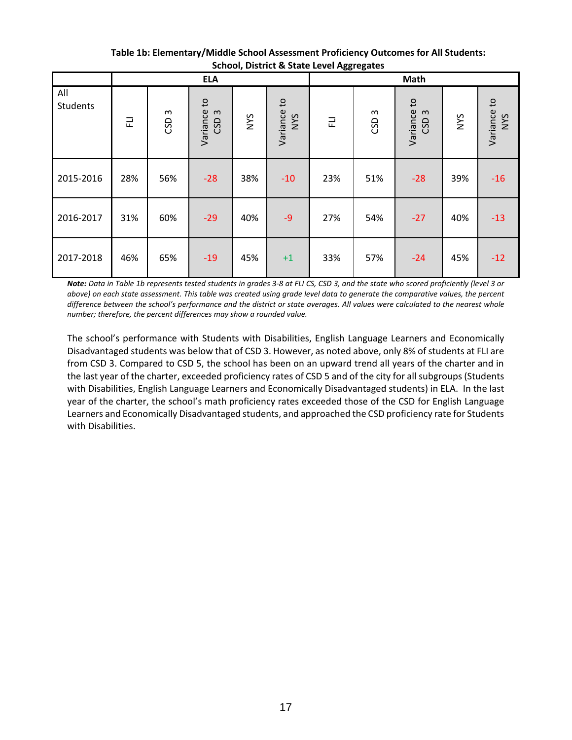**Table 1b: Elementary/Middle School Assessment Proficiency Outcomes for All Students: School, District & State Level Aggregates**

| All Students | ELA | | | | | Math | | | | |
|---|---|---|---|---|---|---|---|---|---|---|
| | FLI | CSD 3 | Variance to CSD 3 | NYS | Variance to NYS | FLI | CSD 3 | Variance to CSD 3 | NYS | Variance to NYS |
| 2015-2016 | 28% | 56% | -28 | 38% | -10 | 23% | 51% | -28 | 39% | -16 |
| 2016-2017 | 31% | 60% | -29 | 40% | -9 | 27% | 54% | -27 | 40% | -13 |
| 2017-2018 | 46% | 65% | -19 | 45% | +1 | 33% | 57% | -24 | 45% | -12 |

***Note:*** *Data in Table 1b represents tested students in grades 3-8 at FLI CS, CSD 3, and the state who scored proficiently (level 3 or above) on each state assessment. This table was created using grade level data to generate the comparative values, the percent difference between the school's performance and the district or state averages. All values were calculated to the nearest whole number; therefore, the percent differences may show a rounded value.*

The school's performance with Students with Disabilities, English Language Learners and Economically Disadvantaged students was below that of CSD 3. However, as noted above, only 8% of students at FLI are from CSD 3. Compared to CSD 5, the school has been on an upward trend all years of the charter and in the last year of the charter, exceeded proficiency rates of CSD 5 and of the city for all subgroups (Students with Disabilities, English Language Learners and Economically Disadvantaged students) in ELA. In the last year of the charter, the school's math proficiency rates exceeded those of the CSD for English Language Learners and Economically Disadvantaged students, and approached the CSD proficiency rate for Students with Disabilities.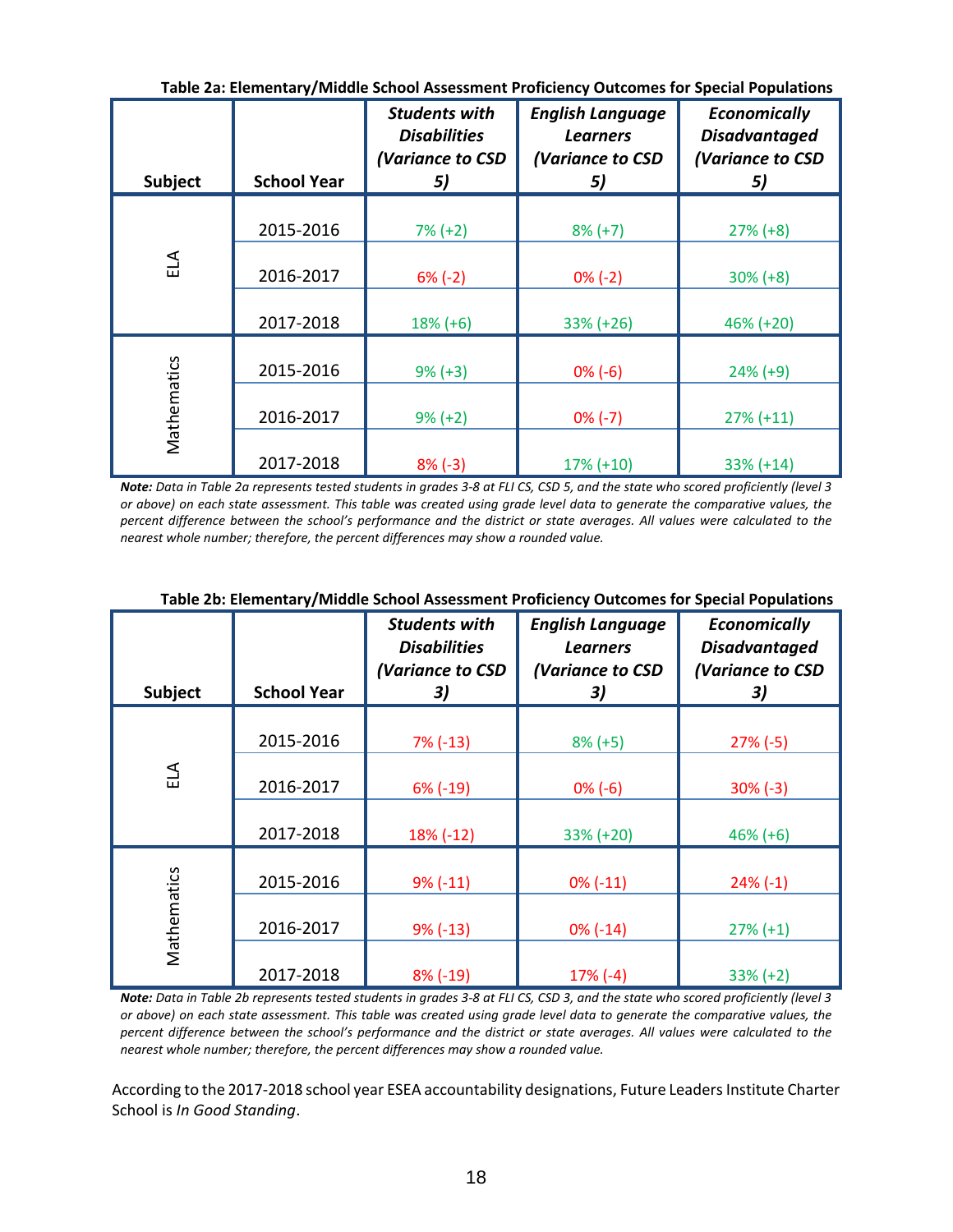**Table 2a: Elementary/Middle School Assessment Proficiency Outcomes for Special Populations**

| Subject | School Year | *Students with Disabilities (Variance to CSD 5)* | *English Language Learners (Variance to CSD 5)* | *Economically Disadvantaged (Variance to CSD 5)* |
|---|---|---|---|---|
| ELA | 2015-2016 | 7% (+2) | 8% (+7) | 27% (+8) |
| | 2016-2017 | 6% (-2) | 0% (-2) | 30% (+8) |
| | 2017-2018 | 18% (+6) | 33% (+26) | 46% (+20) |
| Mathematics | 2015-2016 | 9% (+3) | 0% (-6) | 24% (+9) |
| | 2016-2017 | 9% (+2) | 0% (-7) | 27% (+11) |
| | 2017-2018 | 8% (-3) | 17% (+10) | 33% (+14) |

***Note:*** *Data in Table 2a represents tested students in grades 3-8 at FLI CS, CSD 5, and the state who scored proficiently (level 3 or above) on each state assessment. This table was created using grade level data to generate the comparative values, the percent difference between the school's performance and the district or state averages. All values were calculated to the nearest whole number; therefore, the percent differences may show a rounded value.*

**Table 2b: Elementary/Middle School Assessment Proficiency Outcomes for Special Populations**

| Subject | School Year | *Students with Disabilities (Variance to CSD 3)* | *English Language Learners (Variance to CSD 3)* | *Economically Disadvantaged (Variance to CSD 3)* |
|---|---|---|---|---|
| ELA | 2015-2016 | 7% (-13) | 8% (+5) | 27% (-5) |
| | 2016-2017 | 6% (-19) | 0% (-6) | 30% (-3) |
| | 2017-2018 | 18% (-12) | 33% (+20) | 46% (+6) |
| Mathematics | 2015-2016 | 9% (-11) | 0% (-11) | 24% (-1) |
| | 2016-2017 | 9% (-13) | 0% (-14) | 27% (+1) |
| | 2017-2018 | 8% (-19) | 17% (-4) | 33% (+2) |

***Note:*** *Data in Table 2b represents tested students in grades 3-8 at FLI CS, CSD 3, and the state who scored proficiently (level 3 or above) on each state assessment. This table was created using grade level data to generate the comparative values, the percent difference between the school's performance and the district or state averages. All values were calculated to the nearest whole number; therefore, the percent differences may show a rounded value.*

According to the 2017-2018 school year ESEA accountability designations, Future Leaders Institute Charter School is *In Good Standing*.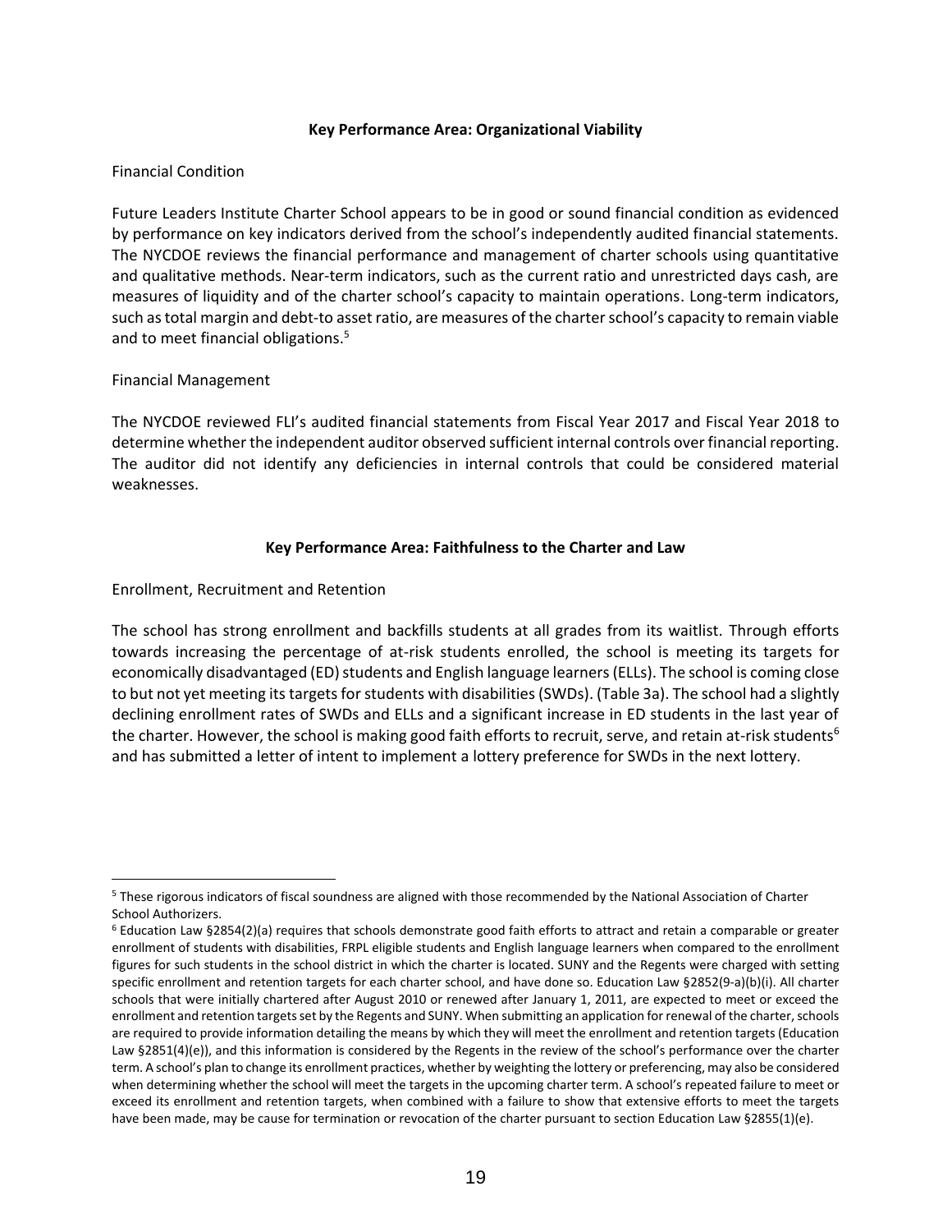**Key Performance Area: Organizational Viability**

Financial Condition

Future Leaders Institute Charter School appears to be in good or sound financial condition as evidenced by performance on key indicators derived from the school's independently audited financial statements. The NYCDOE reviews the financial performance and management of charter schools using quantitative and qualitative methods. Near-term indicators, such as the current ratio and unrestricted days cash, are measures of liquidity and of the charter school's capacity to maintain operations. Long-term indicators, such as total margin and debt-to asset ratio, are measures of the charter school's capacity to remain viable and to meet financial obligations.[5]

Financial Management

The NYCDOE reviewed FLI's audited financial statements from Fiscal Year 2017 and Fiscal Year 2018 to determine whether the independent auditor observed sufficient internal controls over financial reporting. The auditor did not identify any deficiencies in internal controls that could be considered material weaknesses.

**Key Performance Area: Faithfulness to the Charter and Law**

Enrollment, Recruitment and Retention

The school has strong enrollment and backfills students at all grades from its waitlist. Through efforts towards increasing the percentage of at-risk students enrolled, the school is meeting its targets for economically disadvantaged (ED) students and English language learners (ELLs). The school is coming close to but not yet meeting its targets for students with disabilities (SWDs). (Table 3a). The school had a slightly declining enrollment rates of SWDs and ELLs and a significant increase in ED students in the last year of the charter. However, the school is making good faith efforts to recruit, serve, and retain at-risk students[6] and has submitted a letter of intent to implement a lottery preference for SWDs in the next lottery.

---

[5] These rigorous indicators of fiscal soundness are aligned with those recommended by the National Association of Charter School Authorizers.

[6] Education Law §2854(2)(a) requires that schools demonstrate good faith efforts to attract and retain a comparable or greater enrollment of students with disabilities, FRPL eligible students and English language learners when compared to the enrollment figures for such students in the school district in which the charter is located. SUNY and the Regents were charged with setting specific enrollment and retention targets for each charter school, and have done so. Education Law §2852(9-a)(b)(i). All charter schools that were initially chartered after August 2010 or renewed after January 1, 2011, are expected to meet or exceed the enrollment and retention targets set by the Regents and SUNY. When submitting an application for renewal of the charter, schools are required to provide information detailing the means by which they will meet the enrollment and retention targets (Education Law §2851(4)(e)), and this information is considered by the Regents in the review of the school's performance over the charter term. A school's plan to change its enrollment practices, whether by weighting the lottery or preferencing, may also be considered when determining whether the school will meet the targets in the upcoming charter term. A school's repeated failure to meet or exceed its enrollment and retention targets, when combined with a failure to show that extensive efforts to meet the targets have been made, may be cause for termination or revocation of the charter pursuant to section Education Law §2855(1)(e).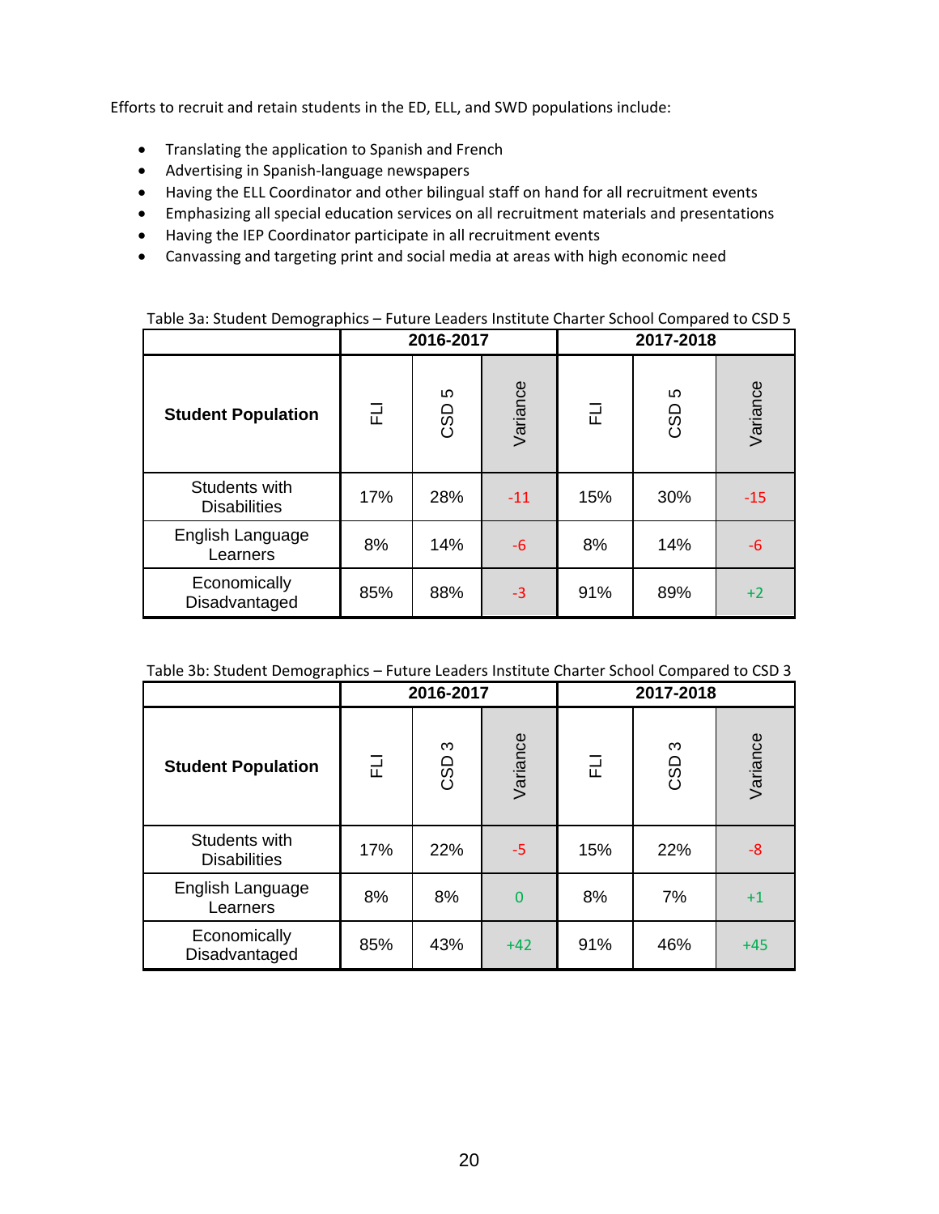Efforts to recruit and retain students in the ED, ELL, and SWD populations include:

- Translating the application to Spanish and French
- Advertising in Spanish-language newspapers
- Having the ELL Coordinator and other bilingual staff on hand for all recruitment events
- Emphasizing all special education services on all recruitment materials and presentations
- Having the IEP Coordinator participate in all recruitment events
- Canvassing and targeting print and social media at areas with high economic need

Table 3a: Student Demographics – Future Leaders Institute Charter School Compared to CSD 5

| | 2016-2017 | | | 2017-2018 | | |
|---|---|---|---|---|---|---|
| **Student Population** | FLI | CSD 5 | Variance | FLI | CSD 5 | Variance |
| Students with Disabilities | 17% | 28% | -11 | 15% | 30% | -15 |
| English Language Learners | 8% | 14% | -6 | 8% | 14% | -6 |
| Economically Disadvantaged | 85% | 88% | -3 | 91% | 89% | +2 |

Table 3b: Student Demographics – Future Leaders Institute Charter School Compared to CSD 3

| | 2016-2017 | | | 2017-2018 | | |
|---|---|---|---|---|---|---|
| **Student Population** | FLI | CSD 3 | Variance | FLI | CSD 3 | Variance |
| Students with Disabilities | 17% | 22% | -5 | 15% | 22% | -8 |
| English Language Learners | 8% | 8% | 0 | 8% | 7% | +1 |
| Economically Disadvantaged | 85% | 43% | +42 | 91% | 46% | +45 |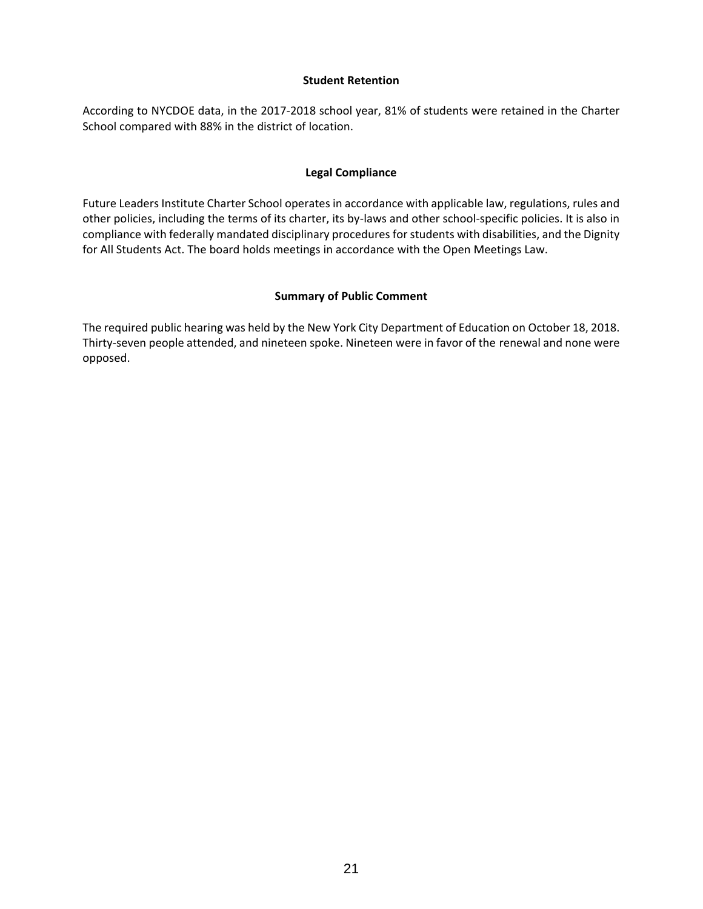### Student Retention

According to NYCDOE data, in the 2017-2018 school year, 81% of students were retained in the Charter School compared with 88% in the district of location.

### Legal Compliance

Future Leaders Institute Charter School operates in accordance with applicable law, regulations, rules and other policies, including the terms of its charter, its by-laws and other school-specific policies. It is also in compliance with federally mandated disciplinary procedures for students with disabilities, and the Dignity for All Students Act. The board holds meetings in accordance with the Open Meetings Law.

### Summary of Public Comment

The required public hearing was held by the New York City Department of Education on October 18, 2018. Thirty-seven people attended, and nineteen spoke. Nineteen were in favor of the renewal and none were opposed.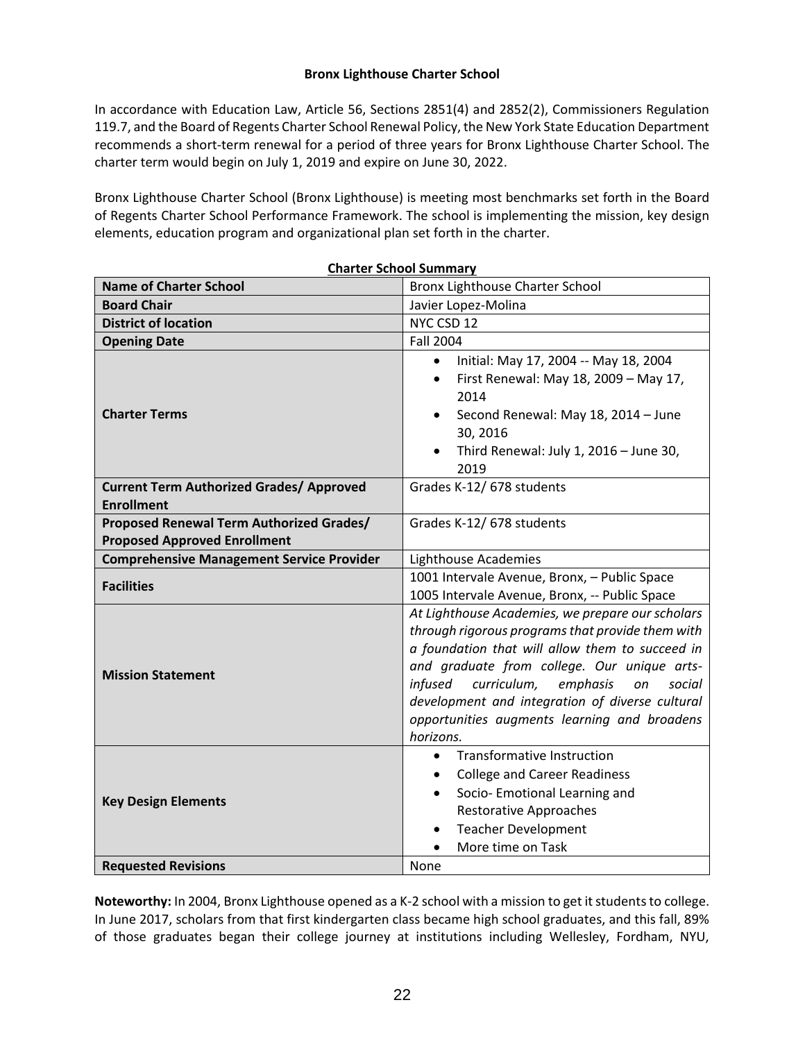**Bronx Lighthouse Charter School**

In accordance with Education Law, Article 56, Sections 2851(4) and 2852(2), Commissioners Regulation 119.7, and the Board of Regents Charter School Renewal Policy, the New York State Education Department recommends a short-term renewal for a period of three years for Bronx Lighthouse Charter School. The charter term would begin on July 1, 2019 and expire on June 30, 2022.

Bronx Lighthouse Charter School (Bronx Lighthouse) is meeting most benchmarks set forth in the Board of Regents Charter School Performance Framework. The school is implementing the mission, key design elements, education program and organizational plan set forth in the charter.

**Charter School Summary**

| | |
|---|---|
| **Name of Charter School** | Bronx Lighthouse Charter School |
| **Board Chair** | Javier Lopez-Molina |
| **District of location** | NYC CSD 12 |
| **Opening Date** | Fall 2004 |
| **Charter Terms** | • Initial: May 17, 2004 -- May 18, 2004<br>• First Renewal: May 18, 2009 – May 17, 2014<br>• Second Renewal: May 18, 2014 – June 30, 2016<br>• Third Renewal: July 1, 2016 – June 30, 2019 |
| **Current Term Authorized Grades/ Approved Enrollment** | Grades K-12/ 678 students |
| **Proposed Renewal Term Authorized Grades/ Proposed Approved Enrollment** | Grades K-12/ 678 students |
| **Comprehensive Management Service Provider** | Lighthouse Academies |
| **Facilities** | 1001 Intervale Avenue, Bronx, – Public Space<br>1005 Intervale Avenue, Bronx, -- Public Space |
| **Mission Statement** | *At Lighthouse Academies, we prepare our scholars through rigorous programs that provide them with a foundation that will allow them to succeed in and graduate from college. Our unique arts-infused curriculum, emphasis on social development and integration of diverse cultural opportunities augments learning and broadens horizons.* |
| **Key Design Elements** | • Transformative Instruction<br>• College and Career Readiness<br>• Socio- Emotional Learning and Restorative Approaches<br>• Teacher Development<br>• More time on Task |
| **Requested Revisions** | None |

**Noteworthy:** In 2004, Bronx Lighthouse opened as a K-2 school with a mission to get it students to college. In June 2017, scholars from that first kindergarten class became high school graduates, and this fall, 89% of those graduates began their college journey at institutions including Wellesley, Fordham, NYU,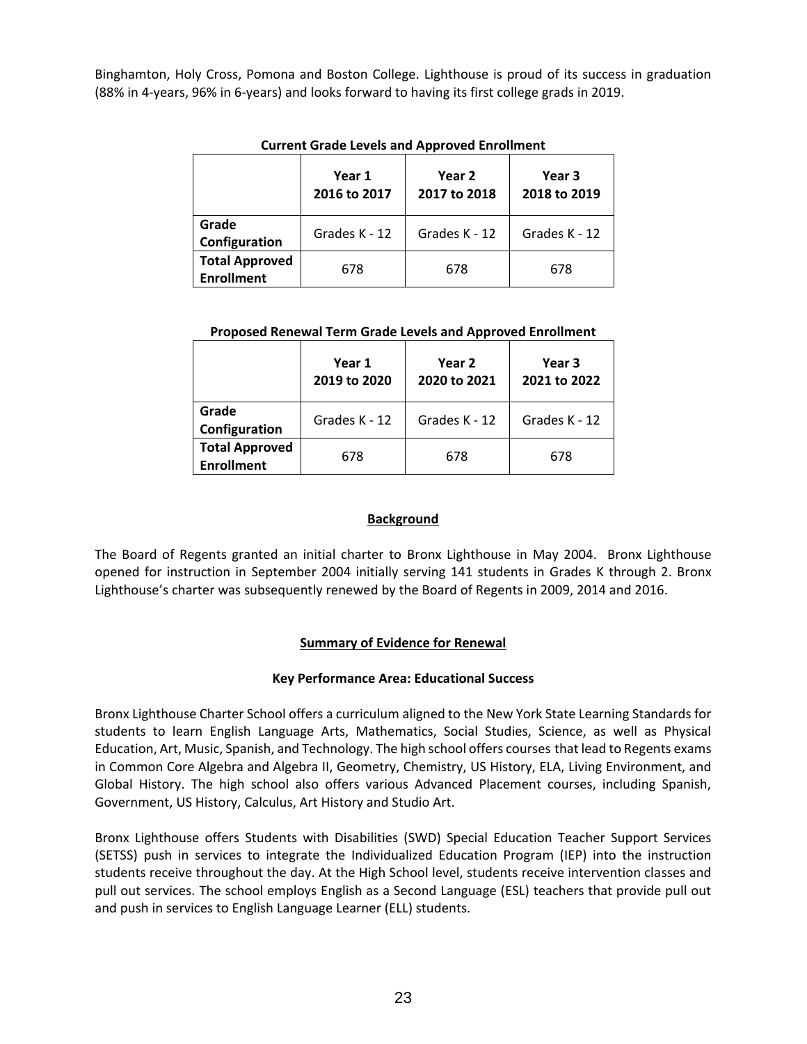Binghamton, Holy Cross, Pomona and Boston College. Lighthouse is proud of its success in graduation (88% in 4-years, 96% in 6-years) and looks forward to having its first college grads in 2019.

**Current Grade Levels and Approved Enrollment**

| | Year 1 2016 to 2017 | Year 2 2017 to 2018 | Year 3 2018 to 2019 |
|---|---|---|---|
| **Grade Configuration** | Grades K - 12 | Grades K - 12 | Grades K - 12 |
| **Total Approved Enrollment** | 678 | 678 | 678 |

**Proposed Renewal Term Grade Levels and Approved Enrollment**

| | Year 1 2019 to 2020 | Year 2 2020 to 2021 | Year 3 2021 to 2022 |
|---|---|---|---|
| **Grade Configuration** | Grades K - 12 | Grades K - 12 | Grades K - 12 |
| **Total Approved Enrollment** | 678 | 678 | 678 |

## Background

The Board of Regents granted an initial charter to Bronx Lighthouse in May 2004. Bronx Lighthouse opened for instruction in September 2004 initially serving 141 students in Grades K through 2. Bronx Lighthouse's charter was subsequently renewed by the Board of Regents in 2009, 2014 and 2016.

## Summary of Evidence for Renewal

### Key Performance Area: Educational Success

Bronx Lighthouse Charter School offers a curriculum aligned to the New York State Learning Standards for students to learn English Language Arts, Mathematics, Social Studies, Science, as well as Physical Education, Art, Music, Spanish, and Technology. The high school offers courses that lead to Regents exams in Common Core Algebra and Algebra II, Geometry, Chemistry, US History, ELA, Living Environment, and Global History. The high school also offers various Advanced Placement courses, including Spanish, Government, US History, Calculus, Art History and Studio Art.

Bronx Lighthouse offers Students with Disabilities (SWD) Special Education Teacher Support Services (SETSS) push in services to integrate the Individualized Education Program (IEP) into the instruction students receive throughout the day. At the High School level, students receive intervention classes and pull out services. The school employs English as a Second Language (ESL) teachers that provide pull out and push in services to English Language Learner (ELL) students.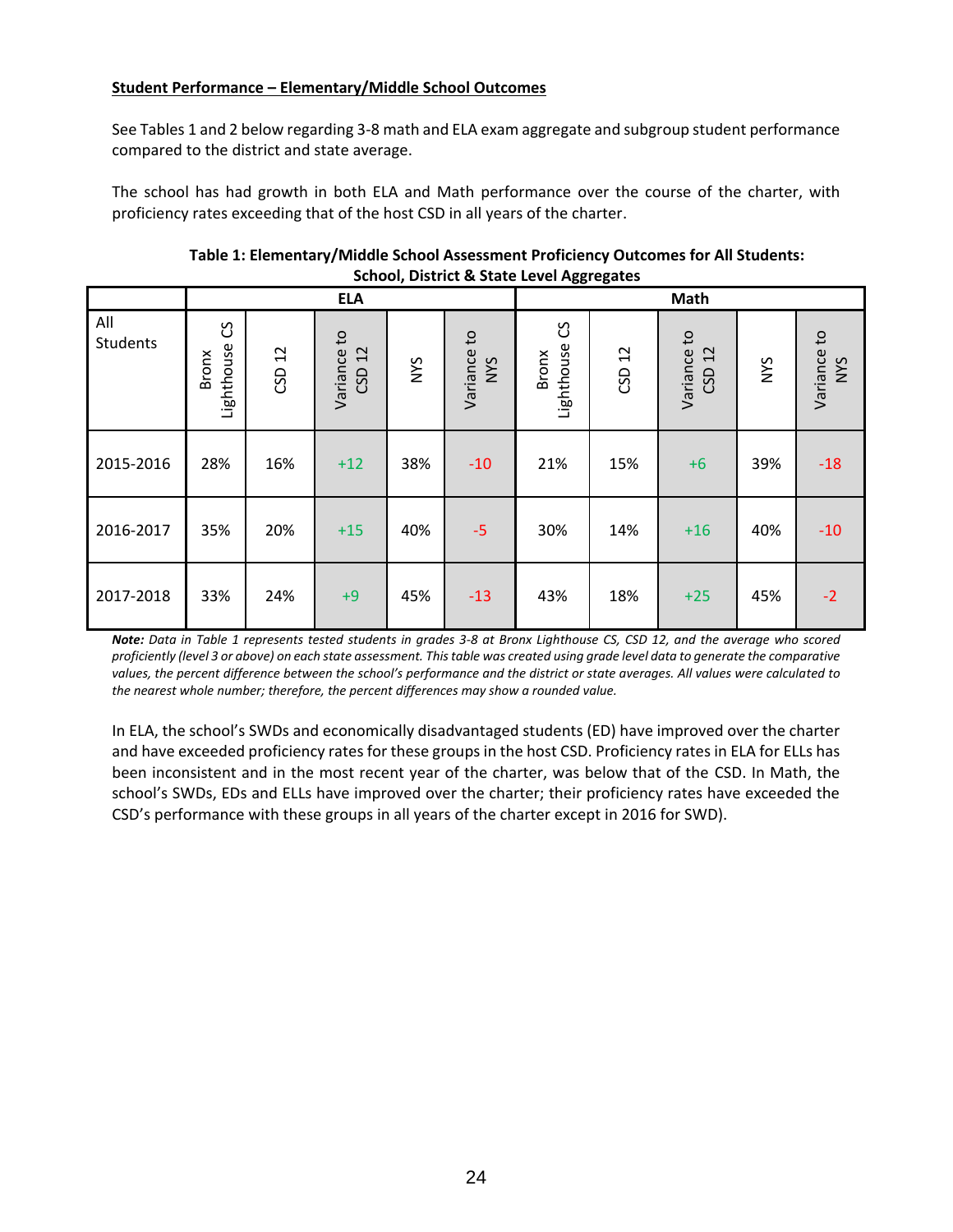**Student Performance – Elementary/Middle School Outcomes**

See Tables 1 and 2 below regarding 3-8 math and ELA exam aggregate and subgroup student performance compared to the district and state average.

The school has had growth in both ELA and Math performance over the course of the charter, with proficiency rates exceeding that of the host CSD in all years of the charter.

**Table 1: Elementary/Middle School Assessment Proficiency Outcomes for All Students: School, District & State Level Aggregates**

| | ELA | | | | | Math | | | | |
|---|---|---|---|---|---|---|---|---|---|---|
| All Students | Bronx Lighthouse CS | CSD 12 | Variance to CSD 12 | NYS | Variance to NYS | Bronx Lighthouse CS | CSD 12 | Variance to CSD 12 | NYS | Variance to NYS |
| 2015-2016 | 28% | 16% | +12 | 38% | -10 | 21% | 15% | +6 | 39% | -18 |
| 2016-2017 | 35% | 20% | +15 | 40% | -5 | 30% | 14% | +16 | 40% | -10 |
| 2017-2018 | 33% | 24% | +9 | 45% | -13 | 43% | 18% | +25 | 45% | -2 |

***Note:*** *Data in Table 1 represents tested students in grades 3-8 at Bronx Lighthouse CS, CSD 12, and the average who scored proficiently (level 3 or above) on each state assessment. This table was created using grade level data to generate the comparative values, the percent difference between the school's performance and the district or state averages. All values were calculated to the nearest whole number; therefore, the percent differences may show a rounded value.*

In ELA, the school's SWDs and economically disadvantaged students (ED) have improved over the charter and have exceeded proficiency rates for these groups in the host CSD. Proficiency rates in ELA for ELLs has been inconsistent and in the most recent year of the charter, was below that of the CSD. In Math, the school's SWDs, EDs and ELLs have improved over the charter; their proficiency rates have exceeded the CSD's performance with these groups in all years of the charter except in 2016 for SWD).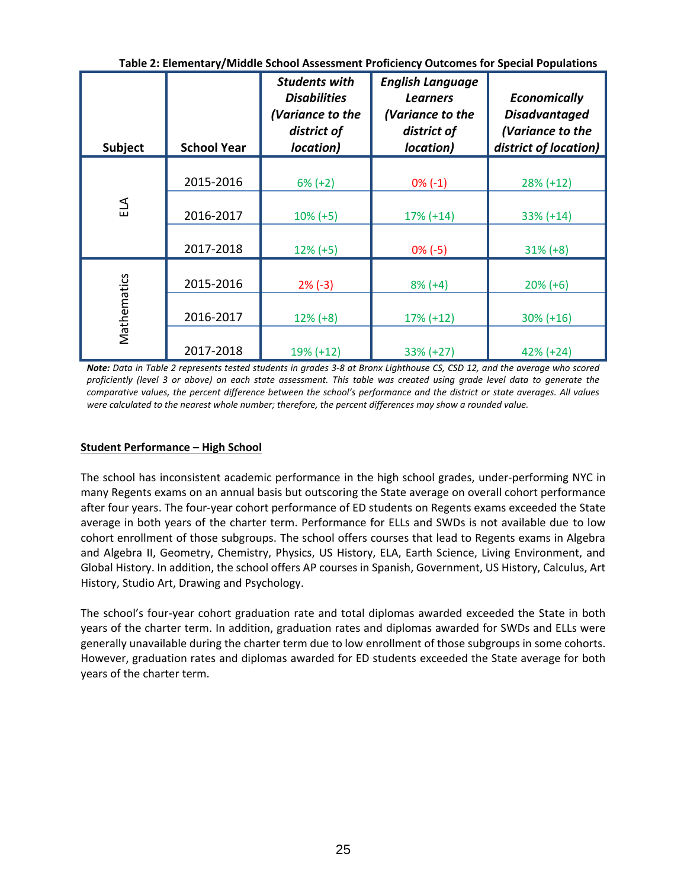**Table 2: Elementary/Middle School Assessment Proficiency Outcomes for Special Populations**

| Subject | School Year | *Students with Disabilities (Variance to the district of location)* | *English Language Learners (Variance to the district of location)* | *Economically Disadvantaged (Variance to the district of location)* |
|---|---|---|---|---|
| ELA | 2015-2016 | 6% (+2) | 0% (-1) | 28% (+12) |
| | 2016-2017 | 10% (+5) | 17% (+14) | 33% (+14) |
| | 2017-2018 | 12% (+5) | 0% (-5) | 31% (+8) |
| Mathematics | 2015-2016 | 2% (-3) | 8% (+4) | 20% (+6) |
| | 2016-2017 | 12% (+8) | 17% (+12) | 30% (+16) |
| | 2017-2018 | 19% (+12) | 33% (+27) | 42% (+24) |

***Note:*** *Data in Table 2 represents tested students in grades 3-8 at Bronx Lighthouse CS, CSD 12, and the average who scored proficiently (level 3 or above) on each state assessment. This table was created using grade level data to generate the comparative values, the percent difference between the school's performance and the district or state averages. All values were calculated to the nearest whole number; therefore, the percent differences may show a rounded value.*

**<u>Student Performance – High School</u>**

The school has inconsistent academic performance in the high school grades, under-performing NYC in many Regents exams on an annual basis but outscoring the State average on overall cohort performance after four years. The four-year cohort performance of ED students on Regents exams exceeded the State average in both years of the charter term. Performance for ELLs and SWDs is not available due to low cohort enrollment of those subgroups. The school offers courses that lead to Regents exams in Algebra and Algebra II, Geometry, Chemistry, Physics, US History, ELA, Earth Science, Living Environment, and Global History. In addition, the school offers AP courses in Spanish, Government, US History, Calculus, Art History, Studio Art, Drawing and Psychology.

The school's four-year cohort graduation rate and total diplomas awarded exceeded the State in both years of the charter term. In addition, graduation rates and diplomas awarded for SWDs and ELLs were generally unavailable during the charter term due to low enrollment of those subgroups in some cohorts. However, graduation rates and diplomas awarded for ED students exceeded the State average for both years of the charter term.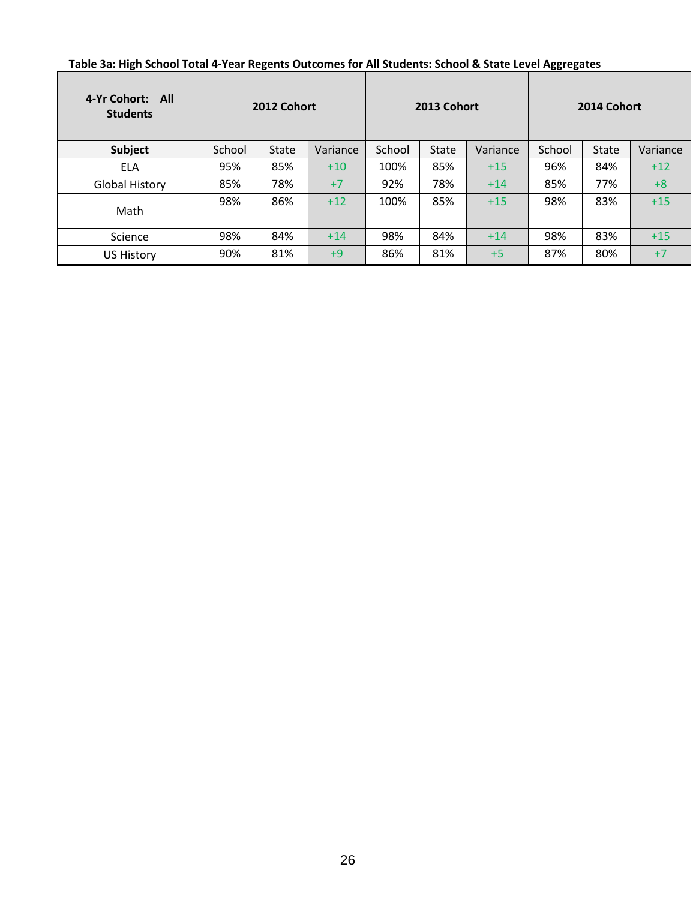**Table 3a: High School Total 4-Year Regents Outcomes for All Students: School & State Level Aggregates**

| 4-Yr Cohort: All Students | 2012 Cohort | | | 2013 Cohort | | | 2014 Cohort | | |
|---|---|---|---|---|---|---|---|---|---|
| **Subject** | School | State | Variance | School | State | Variance | School | State | Variance |
| ELA | 95% | 85% | +10 | 100% | 85% | +15 | 96% | 84% | +12 |
| Global History | 85% | 78% | +7 | 92% | 78% | +14 | 85% | 77% | +8 |
| Math | 98% | 86% | +12 | 100% | 85% | +15 | 98% | 83% | +15 |
| Science | 98% | 84% | +14 | 98% | 84% | +14 | 98% | 83% | +15 |
| US History | 90% | 81% | +9 | 86% | 81% | +5 | 87% | 80% | +7 |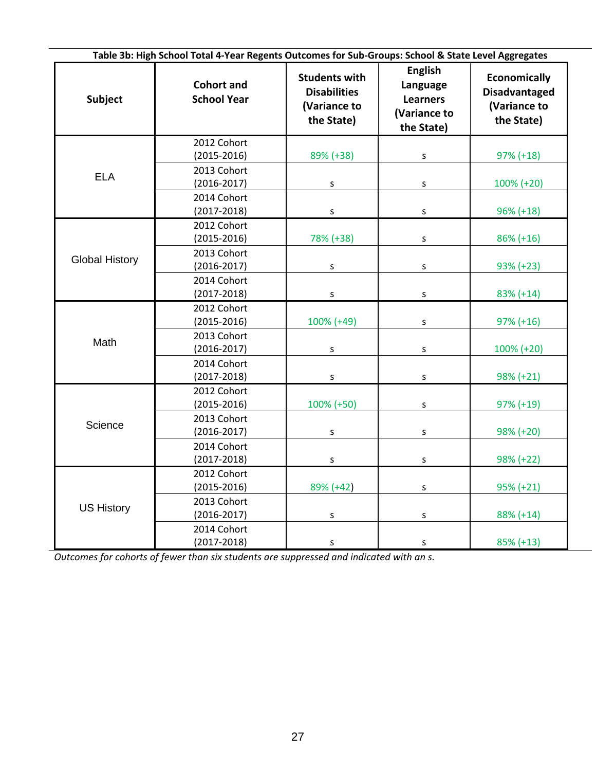**Table 3b: High School Total 4-Year Regents Outcomes for Sub-Groups: School & State Level Aggregates**

| Subject | Cohort and School Year | Students with Disabilities (Variance to the State) | English Language Learners (Variance to the State) | Economically Disadvantaged (Variance to the State) |
|---|---|---|---|---|
| ELA | 2012 Cohort (2015-2016) | 89% (+38) | s | 97% (+18) |
| | 2013 Cohort (2016-2017) | s | s | 100% (+20) |
| | 2014 Cohort (2017-2018) | s | s | 96% (+18) |
| Global History | 2012 Cohort (2015-2016) | 78% (+38) | s | 86% (+16) |
| | 2013 Cohort (2016-2017) | s | s | 93% (+23) |
| | 2014 Cohort (2017-2018) | s | s | 83% (+14) |
| Math | 2012 Cohort (2015-2016) | 100% (+49) | s | 97% (+16) |
| | 2013 Cohort (2016-2017) | s | s | 100% (+20) |
| | 2014 Cohort (2017-2018) | s | s | 98% (+21) |
| Science | 2012 Cohort (2015-2016) | 100% (+50) | s | 97% (+19) |
| | 2013 Cohort (2016-2017) | s | s | 98% (+20) |
| | 2014 Cohort (2017-2018) | s | s | 98% (+22) |
| US History | 2012 Cohort (2015-2016) | 89% (+42) | s | 95% (+21) |
| | 2013 Cohort (2016-2017) | s | s | 88% (+14) |
| | 2014 Cohort (2017-2018) | s | s | 85% (+13) |

*Outcomes for cohorts of fewer than six students are suppressed and indicated with an s.*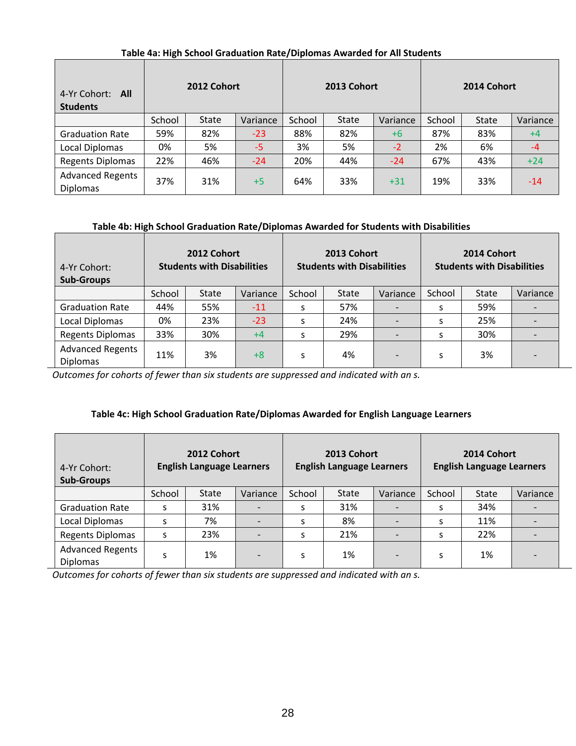**Table 4a: High School Graduation Rate/Diplomas Awarded for All Students**

| 4-Yr Cohort: **All Students** | **2012 Cohort** | | | **2013 Cohort** | | | **2014 Cohort** | | |
|---|---|---|---|---|---|---|---|---|---|
| | School | State | Variance | School | State | Variance | School | State | Variance |
| Graduation Rate | 59% | 82% | -23 | 88% | 82% | +6 | 87% | 83% | +4 |
| Local Diplomas | 0% | 5% | -5 | 3% | 5% | -2 | 2% | 6% | -4 |
| Regents Diplomas | 22% | 46% | -24 | 20% | 44% | -24 | 67% | 43% | +24 |
| Advanced Regents Diplomas | 37% | 31% | +5 | 64% | 33% | +31 | 19% | 33% | -14 |

**Table 4b: High School Graduation Rate/Diplomas Awarded for Students with Disabilities**

| 4-Yr Cohort: **Sub-Groups** | **2012 Cohort Students with Disabilities** | | | **2013 Cohort Students with Disabilities** | | | **2014 Cohort Students with Disabilities** | | |
|---|---|---|---|---|---|---|---|---|---|
| | School | State | Variance | School | State | Variance | School | State | Variance |
| Graduation Rate | 44% | 55% | -11 | s | 57% | - | s | 59% | - |
| Local Diplomas | 0% | 23% | -23 | s | 24% | - | s | 25% | - |
| Regents Diplomas | 33% | 30% | +4 | s | 29% | - | s | 30% | - |
| Advanced Regents Diplomas | 11% | 3% | +8 | s | 4% | - | s | 3% | - |

*Outcomes for cohorts of fewer than six students are suppressed and indicated with an s.*

**Table 4c: High School Graduation Rate/Diplomas Awarded for English Language Learners**

| 4-Yr Cohort: **Sub-Groups** | **2012 Cohort English Language Learners** | | | **2013 Cohort English Language Learners** | | | **2014 Cohort English Language Learners** | | |
|---|---|---|---|---|---|---|---|---|---|
| | School | State | Variance | School | State | Variance | School | State | Variance |
| Graduation Rate | s | 31% | - | s | 31% | - | s | 34% | - |
| Local Diplomas | s | 7% | - | s | 8% | - | s | 11% | - |
| Regents Diplomas | s | 23% | - | s | 21% | - | s | 22% | - |
| Advanced Regents Diplomas | s | 1% | - | s | 1% | - | s | 1% | - |

*Outcomes for cohorts of fewer than six students are suppressed and indicated with an s.*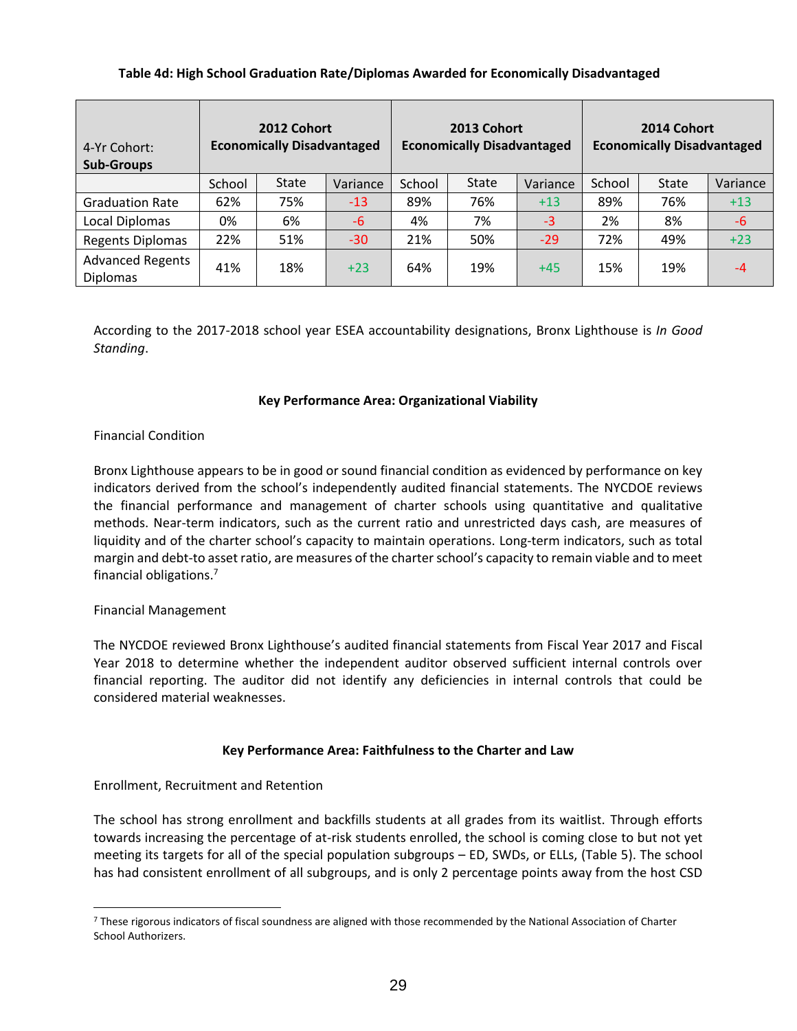**Table 4d: High School Graduation Rate/Diplomas Awarded for Economically Disadvantaged**

| 4-Yr Cohort: **Sub-Groups** | **2012 Cohort Economically Disadvantaged** | | | **2013 Cohort Economically Disadvantaged** | | | **2014 Cohort Economically Disadvantaged** | | |
|---|---|---|---|---|---|---|---|---|---|
| | School | State | Variance | School | State | Variance | School | State | Variance |
| Graduation Rate | 62% | 75% | -13 | 89% | 76% | +13 | 89% | 76% | +13 |
| Local Diplomas | 0% | 6% | -6 | 4% | 7% | -3 | 2% | 8% | -6 |
| Regents Diplomas | 22% | 51% | -30 | 21% | 50% | -29 | 72% | 49% | +23 |
| Advanced Regents Diplomas | 41% | 18% | +23 | 64% | 19% | +45 | 15% | 19% | -4 |

According to the 2017-2018 school year ESEA accountability designations, Bronx Lighthouse is *In Good Standing*.

### Key Performance Area: Organizational Viability

Financial Condition

Bronx Lighthouse appears to be in good or sound financial condition as evidenced by performance on key indicators derived from the school's independently audited financial statements. The NYCDOE reviews the financial performance and management of charter schools using quantitative and qualitative methods. Near-term indicators, such as the current ratio and unrestricted days cash, are measures of liquidity and of the charter school's capacity to maintain operations. Long-term indicators, such as total margin and debt-to asset ratio, are measures of the charter school's capacity to remain viable and to meet financial obligations.[7]

Financial Management

The NYCDOE reviewed Bronx Lighthouse's audited financial statements from Fiscal Year 2017 and Fiscal Year 2018 to determine whether the independent auditor observed sufficient internal controls over financial reporting. The auditor did not identify any deficiencies in internal controls that could be considered material weaknesses.

### Key Performance Area: Faithfulness to the Charter and Law

Enrollment, Recruitment and Retention

The school has strong enrollment and backfills students at all grades from its waitlist. Through efforts towards increasing the percentage of at-risk students enrolled, the school is coming close to but not yet meeting its targets for all of the special population subgroups – ED, SWDs, or ELLs, (Table 5). The school has had consistent enrollment of all subgroups, and is only 2 percentage points away from the host CSD

[7] These rigorous indicators of fiscal soundness are aligned with those recommended by the National Association of Charter School Authorizers.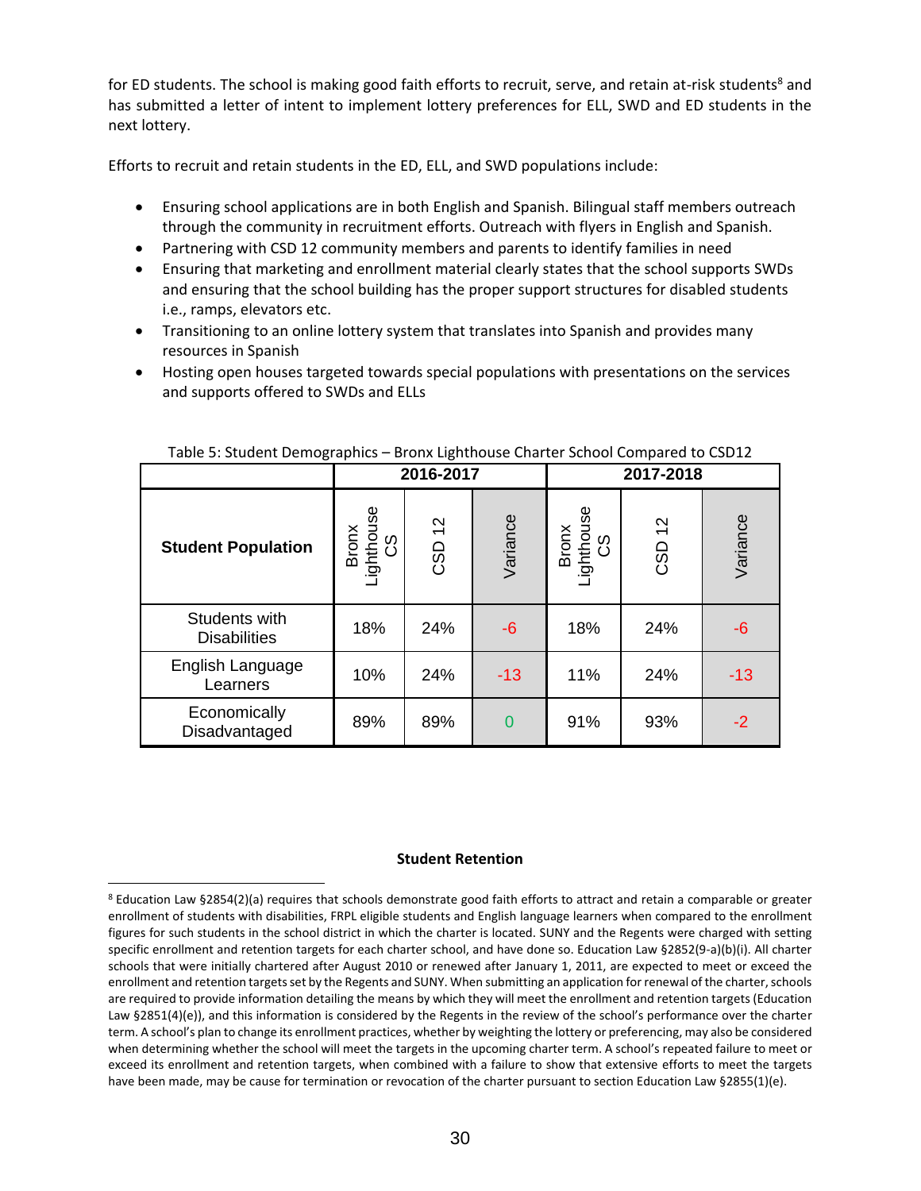for ED students. The school is making good faith efforts to recruit, serve, and retain at-risk students[8] and has submitted a letter of intent to implement lottery preferences for ELL, SWD and ED students in the next lottery.

Efforts to recruit and retain students in the ED, ELL, and SWD populations include:

- Ensuring school applications are in both English and Spanish. Bilingual staff members outreach through the community in recruitment efforts. Outreach with flyers in English and Spanish.
- Partnering with CSD 12 community members and parents to identify families in need
- Ensuring that marketing and enrollment material clearly states that the school supports SWDs and ensuring that the school building has the proper support structures for disabled students i.e., ramps, elevators etc.
- Transitioning to an online lottery system that translates into Spanish and provides many resources in Spanish
- Hosting open houses targeted towards special populations with presentations on the services and supports offered to SWDs and ELLs

Table 5: Student Demographics – Bronx Lighthouse Charter School Compared to CSD12

| | 2016-2017 | | | 2017-2018 | | |
|---|---|---|---|---|---|---|
| **Student Population** | Bronx Lighthouse CS | CSD 12 | Variance | Bronx Lighthouse CS | CSD 12 | Variance |
| Students with Disabilities | 18% | 24% | -6 | 18% | 24% | -6 |
| English Language Learners | 10% | 24% | -13 | 11% | 24% | -13 |
| Economically Disadvantaged | 89% | 89% | 0 | 91% | 93% | -2 |

**Student Retention**

[8] Education Law §2854(2)(a) requires that schools demonstrate good faith efforts to attract and retain a comparable or greater enrollment of students with disabilities, FRPL eligible students and English language learners when compared to the enrollment figures for such students in the school district in which the charter is located. SUNY and the Regents were charged with setting specific enrollment and retention targets for each charter school, and have done so. Education Law §2852(9-a)(b)(i). All charter schools that were initially chartered after August 2010 or renewed after January 1, 2011, are expected to meet or exceed the enrollment and retention targets set by the Regents and SUNY. When submitting an application for renewal of the charter, schools are required to provide information detailing the means by which they will meet the enrollment and retention targets (Education Law §2851(4)(e)), and this information is considered by the Regents in the review of the school's performance over the charter term. A school's plan to change its enrollment practices, whether by weighting the lottery or preferencing, may also be considered when determining whether the school will meet the targets in the upcoming charter term. A school's repeated failure to meet or exceed its enrollment and retention targets, when combined with a failure to show that extensive efforts to meet the targets have been made, may be cause for termination or revocation of the charter pursuant to section Education Law §2855(1)(e).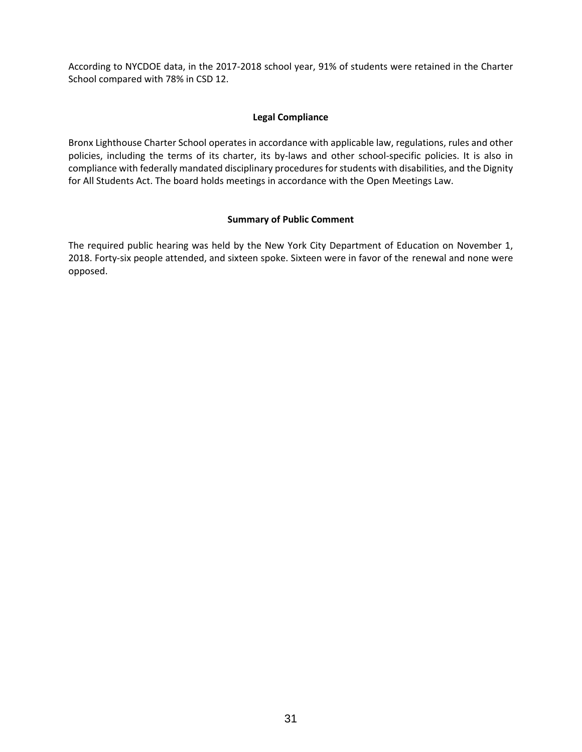According to NYCDOE data, in the 2017-2018 school year, 91% of students were retained in the Charter School compared with 78% in CSD 12.

### Legal Compliance

Bronx Lighthouse Charter School operates in accordance with applicable law, regulations, rules and other policies, including the terms of its charter, its by-laws and other school-specific policies. It is also in compliance with federally mandated disciplinary procedures for students with disabilities, and the Dignity for All Students Act. The board holds meetings in accordance with the Open Meetings Law.

### Summary of Public Comment

The required public hearing was held by the New York City Department of Education on November 1, 2018. Forty-six people attended, and sixteen spoke. Sixteen were in favor of the renewal and none were opposed.